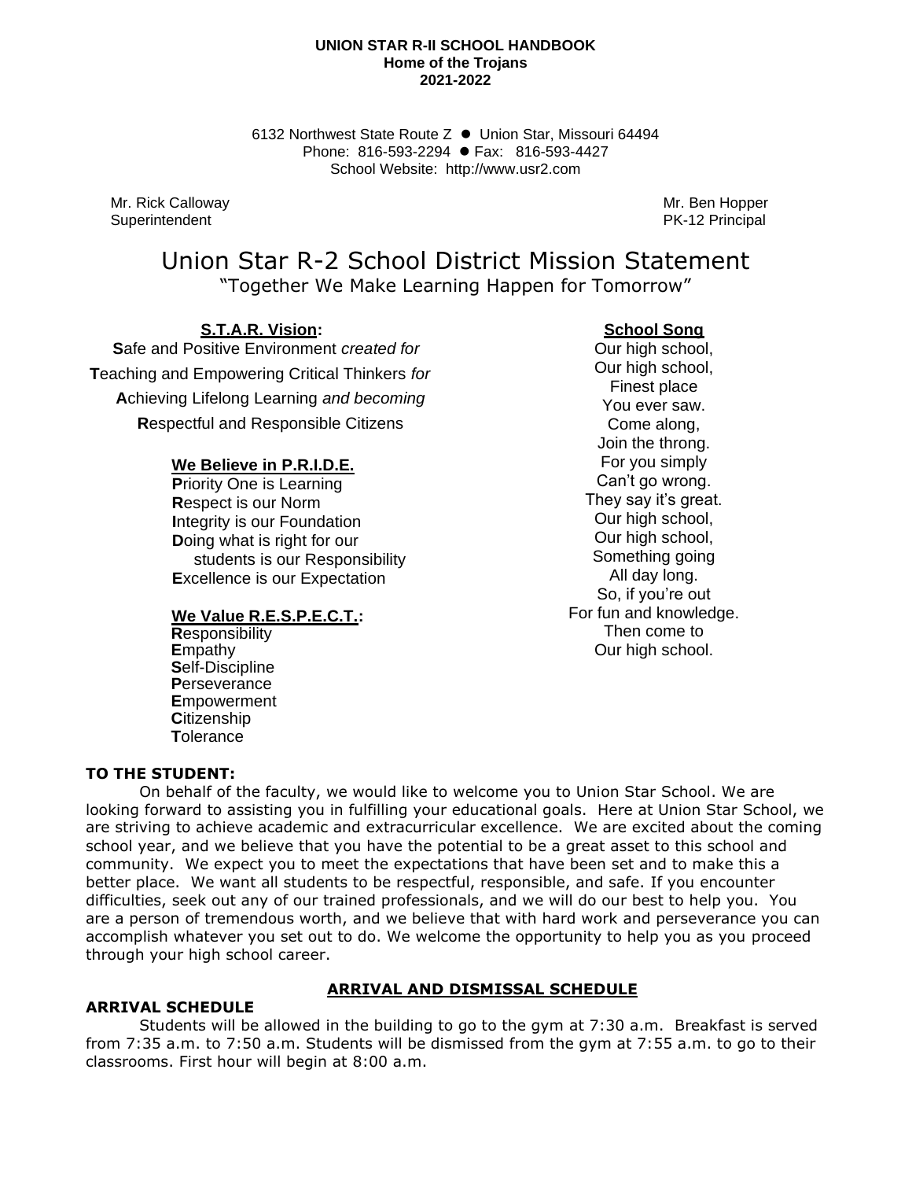**UNION STAR R-II SCHOOL HANDBOOK**
**Home of the Trojans**
**2021-2022**

6132 Northwest State Route Z ● Union Star, Missouri 64494
Phone: 816-593-2294 ● Fax: 816-593-4427
School Website: http://www.usr2.com

Mr. Rick Calloway
Superintendent

Mr. Ben Hopper
PK-12 Principal

# Union Star R-2 School District Mission Statement

"Together We Make Learning Happen for Tomorrow"

**S.T.A.R. Vision:**

**S**afe and Positive Environment *created for*
**T**eaching and Empowering Critical Thinkers *for*
**A**chieving Lifelong Learning *and becoming*
**R**espectful and Responsible Citizens

**We Believe in P.R.I.D.E.**

**P**riority One is Learning
**R**espect is our Norm
**I**ntegrity is our Foundation
**D**oing what is right for our students is our Responsibility
**E**xcellence is our Expectation

**We Value R.E.S.P.E.C.T.:**

**R**esponsibility
**E**mpathy
**S**elf-Discipline
**P**erseverance
**E**mpowerment
**C**itizenship
**T**olerance

**School Song**

Our high school,
Our high school,
Finest place
You ever saw.
Come along,
Join the throng.
For you simply
Can't go wrong.
They say it's great.
Our high school,
Our high school,
Something going
All day long.
So, if you're out
For fun and knowledge.
Then come to
Our high school.

**TO THE STUDENT:**

On behalf of the faculty, we would like to welcome you to Union Star School. We are looking forward to assisting you in fulfilling your educational goals. Here at Union Star School, we are striving to achieve academic and extracurricular excellence. We are excited about the coming school year, and we believe that you have the potential to be a great asset to this school and community. We expect you to meet the expectations that have been set and to make this a better place. We want all students to be respectful, responsible, and safe. If you encounter difficulties, seek out any of our trained professionals, and we will do our best to help you. You are a person of tremendous worth, and we believe that with hard work and perseverance you can accomplish whatever you set out to do. We welcome the opportunity to help you as you proceed through your high school career.

## ARRIVAL AND DISMISSAL SCHEDULE

**ARRIVAL SCHEDULE**

Students will be allowed in the building to go to the gym at 7:30 a.m. Breakfast is served from 7:35 a.m. to 7:50 a.m. Students will be dismissed from the gym at 7:55 a.m. to go to their classrooms. First hour will begin at 8:00 a.m.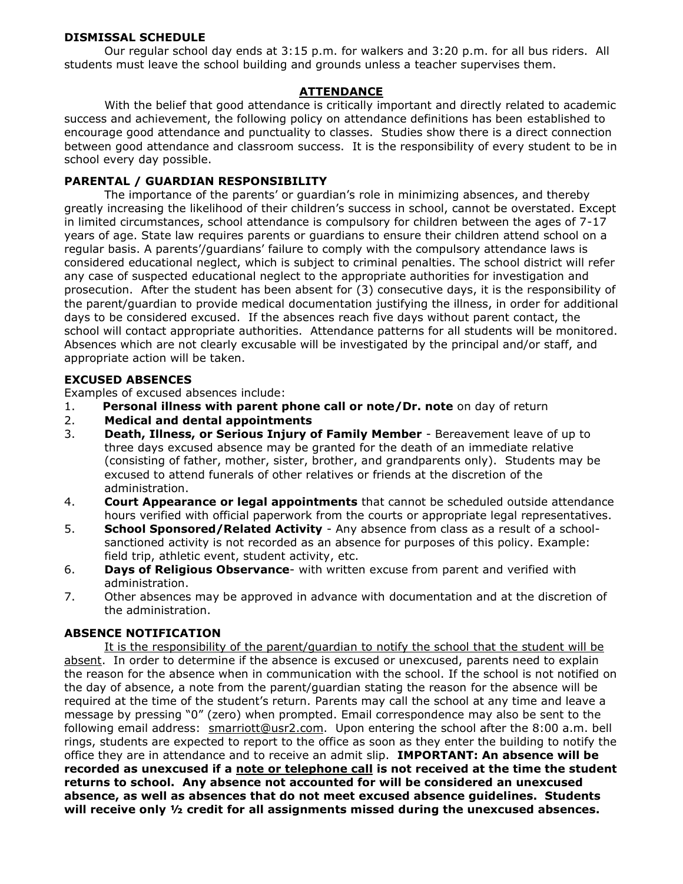**DISMISSAL SCHEDULE**

Our regular school day ends at 3:15 p.m. for walkers and 3:20 p.m. for all bus riders. All students must leave the school building and grounds unless a teacher supervises them.

## ATTENDANCE

With the belief that good attendance is critically important and directly related to academic success and achievement, the following policy on attendance definitions has been established to encourage good attendance and punctuality to classes. Studies show there is a direct connection between good attendance and classroom success. It is the responsibility of every student to be in school every day possible.

**PARENTAL / GUARDIAN RESPONSIBILITY**

The importance of the parents' or guardian's role in minimizing absences, and thereby greatly increasing the likelihood of their children's success in school, cannot be overstated. Except in limited circumstances, school attendance is compulsory for children between the ages of 7-17 years of age. State law requires parents or guardians to ensure their children attend school on a regular basis. A parents'/guardians' failure to comply with the compulsory attendance laws is considered educational neglect, which is subject to criminal penalties. The school district will refer any case of suspected educational neglect to the appropriate authorities for investigation and prosecution. After the student has been absent for (3) consecutive days, it is the responsibility of the parent/guardian to provide medical documentation justifying the illness, in order for additional days to be considered excused. If the absences reach five days without parent contact, the school will contact appropriate authorities. Attendance patterns for all students will be monitored. Absences which are not clearly excusable will be investigated by the principal and/or staff, and appropriate action will be taken.

**EXCUSED ABSENCES**

Examples of excused absences include:

1. **Personal illness with parent phone call or note/Dr. note** on day of return
2. **Medical and dental appointments**
3. **Death, Illness, or Serious Injury of Family Member** - Bereavement leave of up to three days excused absence may be granted for the death of an immediate relative (consisting of father, mother, sister, brother, and grandparents only). Students may be excused to attend funerals of other relatives or friends at the discretion of the administration.
4. **Court Appearance or legal appointments** that cannot be scheduled outside attendance hours verified with official paperwork from the courts or appropriate legal representatives.
5. **School Sponsored/Related Activity** - Any absence from class as a result of a school-sanctioned activity is not recorded as an absence for purposes of this policy. Example: field trip, athletic event, student activity, etc.
6. **Days of Religious Observance**- with written excuse from parent and verified with administration.
7. Other absences may be approved in advance with documentation and at the discretion of the administration.

**ABSENCE NOTIFICATION**

It is the responsibility of the parent/guardian to notify the school that the student will be absent. In order to determine if the absence is excused or unexcused, parents need to explain the reason for the absence when in communication with the school. If the school is not notified on the day of absence, a note from the parent/guardian stating the reason for the absence will be required at the time of the student's return. Parents may call the school at any time and leave a message by pressing "0" (zero) when prompted. Email correspondence may also be sent to the following email address: smarriott@usr2.com. Upon entering the school after the 8:00 a.m. bell rings, students are expected to report to the office as soon as they enter the building to notify the office they are in attendance and to receive an admit slip. **IMPORTANT: An absence will be recorded as unexcused if a note or telephone call is not received at the time the student returns to school. Any absence not accounted for will be considered an unexcused absence, as well as absences that do not meet excused absence guidelines. Students will receive only ½ credit for all assignments missed during the unexcused absences.**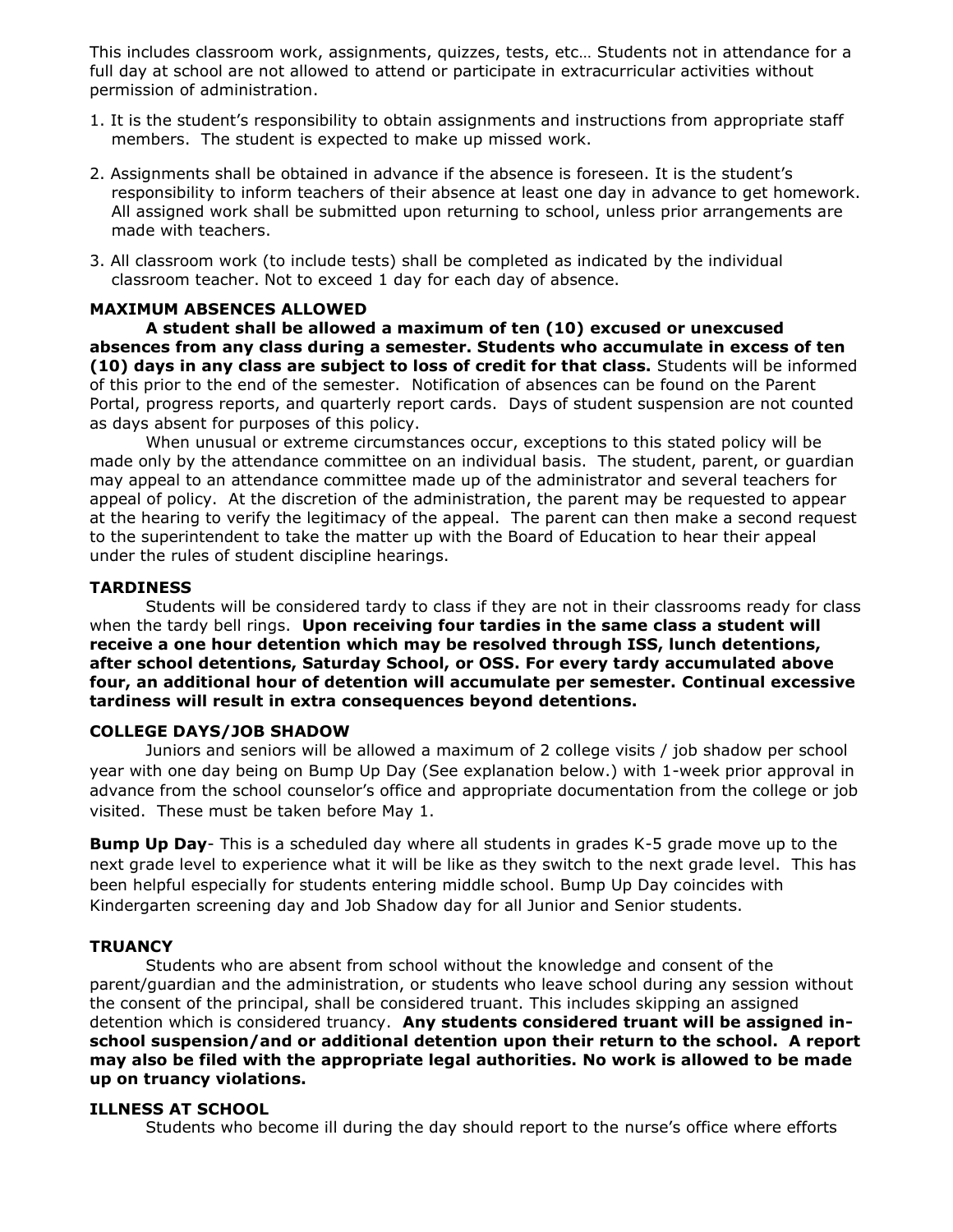This includes classroom work, assignments, quizzes, tests, etc… Students not in attendance for a full day at school are not allowed to attend or participate in extracurricular activities without permission of administration.

1. It is the student's responsibility to obtain assignments and instructions from appropriate staff members. The student is expected to make up missed work.
2. Assignments shall be obtained in advance if the absence is foreseen. It is the student's responsibility to inform teachers of their absence at least one day in advance to get homework. All assigned work shall be submitted upon returning to school, unless prior arrangements are made with teachers.
3. All classroom work (to include tests) shall be completed as indicated by the individual classroom teacher. Not to exceed 1 day for each day of absence.

### MAXIMUM ABSENCES ALLOWED

**A student shall be allowed a maximum of ten (10) excused or unexcused absences from any class during a semester. Students who accumulate in excess of ten (10) days in any class are subject to loss of credit for that class.** Students will be informed of this prior to the end of the semester. Notification of absences can be found on the Parent Portal, progress reports, and quarterly report cards. Days of student suspension are not counted as days absent for purposes of this policy.

When unusual or extreme circumstances occur, exceptions to this stated policy will be made only by the attendance committee on an individual basis. The student, parent, or guardian may appeal to an attendance committee made up of the administrator and several teachers for appeal of policy. At the discretion of the administration, the parent may be requested to appear at the hearing to verify the legitimacy of the appeal. The parent can then make a second request to the superintendent to take the matter up with the Board of Education to hear their appeal under the rules of student discipline hearings.

### TARDINESS

Students will be considered tardy to class if they are not in their classrooms ready for class when the tardy bell rings. **Upon receiving four tardies in the same class a student will receive a one hour detention which may be resolved through ISS, lunch detentions, after school detentions, Saturday School, or OSS. For every tardy accumulated above four, an additional hour of detention will accumulate per semester. Continual excessive tardiness will result in extra consequences beyond detentions.**

### COLLEGE DAYS/JOB SHADOW

Juniors and seniors will be allowed a maximum of 2 college visits / job shadow per school year with one day being on Bump Up Day (See explanation below.) with 1-week prior approval in advance from the school counselor's office and appropriate documentation from the college or job visited. These must be taken before May 1.

**Bump Up Day**- This is a scheduled day where all students in grades K-5 grade move up to the next grade level to experience what it will be like as they switch to the next grade level. This has been helpful especially for students entering middle school. Bump Up Day coincides with Kindergarten screening day and Job Shadow day for all Junior and Senior students.

### TRUANCY

Students who are absent from school without the knowledge and consent of the parent/guardian and the administration, or students who leave school during any session without the consent of the principal, shall be considered truant. This includes skipping an assigned detention which is considered truancy. **Any students considered truant will be assigned in-school suspension/and or additional detention upon their return to the school. A report may also be filed with the appropriate legal authorities. No work is allowed to be made up on truancy violations.**

### ILLNESS AT SCHOOL

Students who become ill during the day should report to the nurse's office where efforts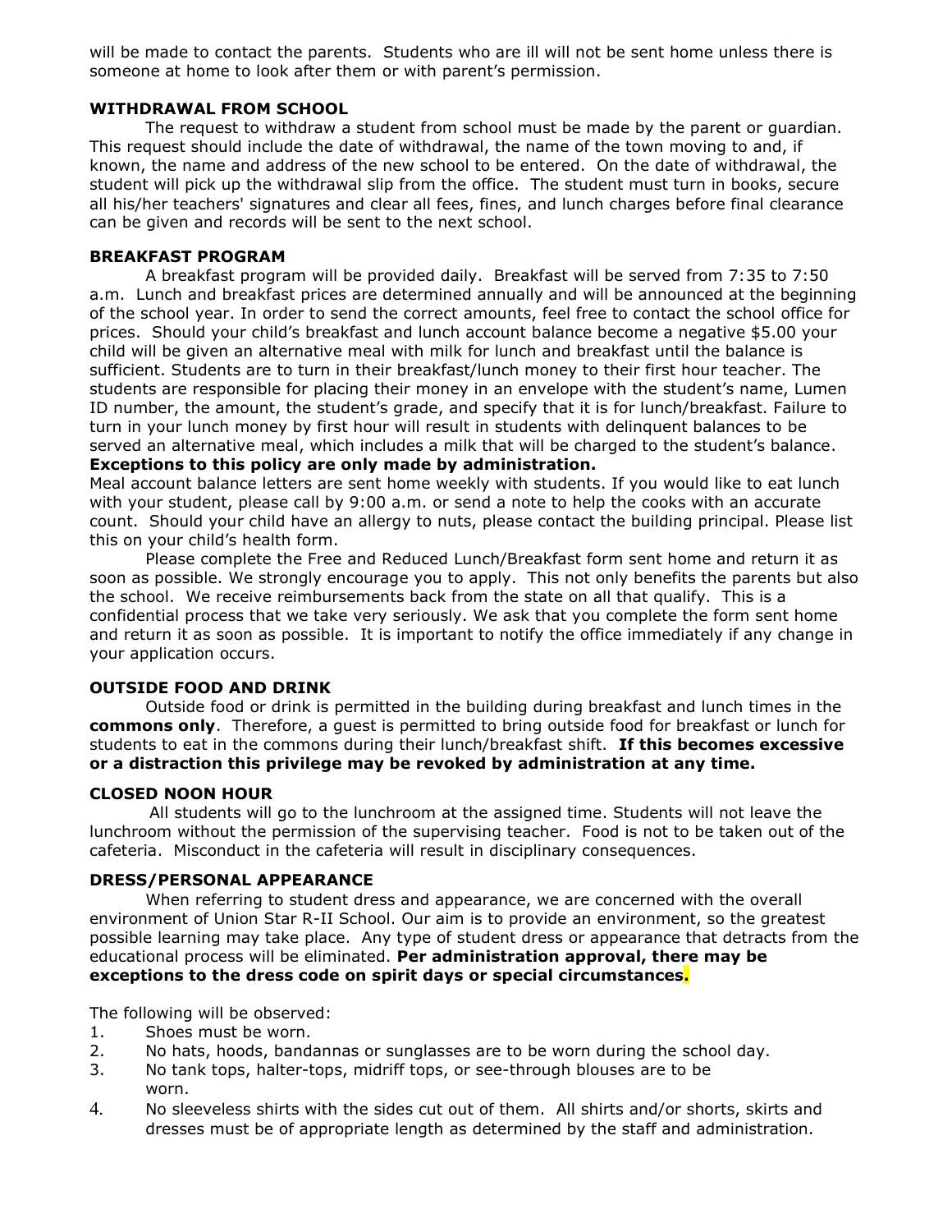will be made to contact the parents. Students who are ill will not be sent home unless there is someone at home to look after them or with parent's permission.

### WITHDRAWAL FROM SCHOOL

The request to withdraw a student from school must be made by the parent or guardian. This request should include the date of withdrawal, the name of the town moving to and, if known, the name and address of the new school to be entered. On the date of withdrawal, the student will pick up the withdrawal slip from the office. The student must turn in books, secure all his/her teachers' signatures and clear all fees, fines, and lunch charges before final clearance can be given and records will be sent to the next school.

### BREAKFAST PROGRAM

A breakfast program will be provided daily. Breakfast will be served from 7:35 to 7:50 a.m. Lunch and breakfast prices are determined annually and will be announced at the beginning of the school year. In order to send the correct amounts, feel free to contact the school office for prices. Should your child's breakfast and lunch account balance become a negative $5.00 your child will be given an alternative meal with milk for lunch and breakfast until the balance is sufficient. Students are to turn in their breakfast/lunch money to their first hour teacher. The students are responsible for placing their money in an envelope with the student's name, Lumen ID number, the amount, the student's grade, and specify that it is for lunch/breakfast. Failure to turn in your lunch money by first hour will result in students with delinquent balances to be served an alternative meal, which includes a milk that will be charged to the student's balance. **Exceptions to this policy are only made by administration.**
Meal account balance letters are sent home weekly with students. If you would like to eat lunch with your student, please call by 9:00 a.m. or send a note to help the cooks with an accurate count. Should your child have an allergy to nuts, please contact the building principal. Please list this on your child's health form.

Please complete the Free and Reduced Lunch/Breakfast form sent home and return it as soon as possible. We strongly encourage you to apply. This not only benefits the parents but also the school. We receive reimbursements back from the state on all that qualify. This is a confidential process that we take very seriously. We ask that you complete the form sent home and return it as soon as possible. It is important to notify the office immediately if any change in your application occurs.

### OUTSIDE FOOD AND DRINK

Outside food or drink is permitted in the building during breakfast and lunch times in the **commons only**. Therefore, a guest is permitted to bring outside food for breakfast or lunch for students to eat in the commons during their lunch/breakfast shift. **If this becomes excessive or a distraction this privilege may be revoked by administration at any time.**

### CLOSED NOON HOUR

All students will go to the lunchroom at the assigned time. Students will not leave the lunchroom without the permission of the supervising teacher. Food is not to be taken out of the cafeteria. Misconduct in the cafeteria will result in disciplinary consequences.

### DRESS/PERSONAL APPEARANCE

When referring to student dress and appearance, we are concerned with the overall environment of Union Star R-II School. Our aim is to provide an environment, so the greatest possible learning may take place. Any type of student dress or appearance that detracts from the educational process will be eliminated. **Per administration approval, there may be exceptions to the dress code on spirit days or special circumstances.**

The following will be observed:

1. Shoes must be worn.
2. No hats, hoods, bandannas or sunglasses are to be worn during the school day.
3. No tank tops, halter-tops, midriff tops, or see-through blouses are to be worn.
4. No sleeveless shirts with the sides cut out of them. All shirts and/or shorts, skirts and dresses must be of appropriate length as determined by the staff and administration.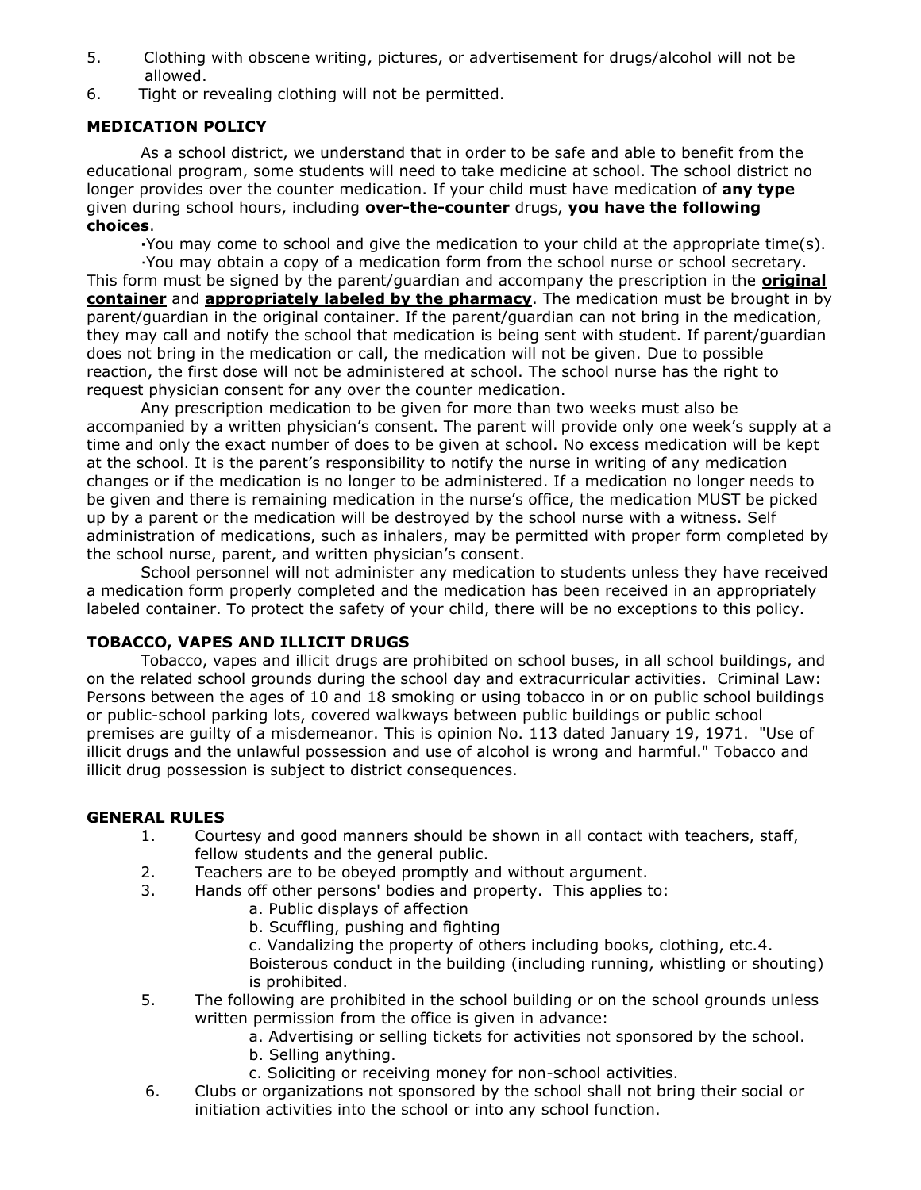5. Clothing with obscene writing, pictures, or advertisement for drugs/alcohol will not be allowed.
6. Tight or revealing clothing will not be permitted.

### MEDICATION POLICY

As a school district, we understand that in order to be safe and able to benefit from the educational program, some students will need to take medicine at school. The school district no longer provides over the counter medication. If your child must have medication of **any type** given during school hours, including **over-the-counter** drugs, **you have the following choices**.

•You may come to school and give the medication to your child at the appropriate time(s).

·You may obtain a copy of a medication form from the school nurse or school secretary. This form must be signed by the parent/guardian and accompany the prescription in the **original container** and **appropriately labeled by the pharmacy**. The medication must be brought in by parent/guardian in the original container. If the parent/guardian can not bring in the medication, they may call and notify the school that medication is being sent with student. If parent/guardian does not bring in the medication or call, the medication will not be given. Due to possible reaction, the first dose will not be administered at school. The school nurse has the right to request physician consent for any over the counter medication.

Any prescription medication to be given for more than two weeks must also be accompanied by a written physician's consent. The parent will provide only one week's supply at a time and only the exact number of does to be given at school. No excess medication will be kept at the school. It is the parent's responsibility to notify the nurse in writing of any medication changes or if the medication is no longer to be administered. If a medication no longer needs to be given and there is remaining medication in the nurse's office, the medication MUST be picked up by a parent or the medication will be destroyed by the school nurse with a witness. Self administration of medications, such as inhalers, may be permitted with proper form completed by the school nurse, parent, and written physician's consent.

School personnel will not administer any medication to students unless they have received a medication form properly completed and the medication has been received in an appropriately labeled container. To protect the safety of your child, there will be no exceptions to this policy.

### TOBACCO, VAPES AND ILLICIT DRUGS

Tobacco, vapes and illicit drugs are prohibited on school buses, in all school buildings, and on the related school grounds during the school day and extracurricular activities. Criminal Law: Persons between the ages of 10 and 18 smoking or using tobacco in or on public school buildings or public-school parking lots, covered walkways between public buildings or public school premises are guilty of a misdemeanor. This is opinion No. 113 dated January 19, 1971. "Use of illicit drugs and the unlawful possession and use of alcohol is wrong and harmful." Tobacco and illicit drug possession is subject to district consequences.

### GENERAL RULES

1. Courtesy and good manners should be shown in all contact with teachers, staff, fellow students and the general public.
2. Teachers are to be obeyed promptly and without argument.
3. Hands off other persons' bodies and property. This applies to:
   a. Public displays of affection
   b. Scuffling, pushing and fighting
   c. Vandalizing the property of others including books, clothing, etc.4. Boisterous conduct in the building (including running, whistling or shouting) is prohibited.
5. The following are prohibited in the school building or on the school grounds unless written permission from the office is given in advance:
   a. Advertising or selling tickets for activities not sponsored by the school.
   b. Selling anything.
   c. Soliciting or receiving money for non-school activities.
6. Clubs or organizations not sponsored by the school shall not bring their social or initiation activities into the school or into any school function.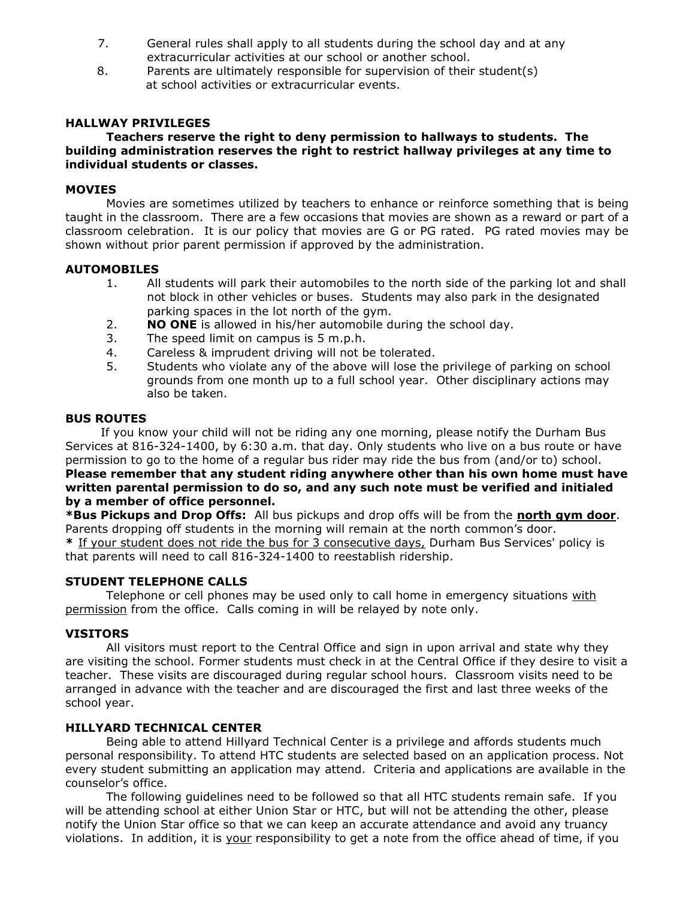7. General rules shall apply to all students during the school day and at any extracurricular activities at our school or another school.
8. Parents are ultimately responsible for supervision of their student(s) at school activities or extracurricular events.

### HALLWAY PRIVILEGES

**Teachers reserve the right to deny permission to hallways to students. The building administration reserves the right to restrict hallway privileges at any time to individual students or classes.**

### MOVIES

Movies are sometimes utilized by teachers to enhance or reinforce something that is being taught in the classroom. There are a few occasions that movies are shown as a reward or part of a classroom celebration. It is our policy that movies are G or PG rated. PG rated movies may be shown without prior parent permission if approved by the administration.

### AUTOMOBILES

1. All students will park their automobiles to the north side of the parking lot and shall not block in other vehicles or buses. Students may also park in the designated parking spaces in the lot north of the gym.
2. **NO ONE** is allowed in his/her automobile during the school day.
3. The speed limit on campus is 5 m.p.h.
4. Careless & imprudent driving will not be tolerated.
5. Students who violate any of the above will lose the privilege of parking on school grounds from one month up to a full school year. Other disciplinary actions may also be taken.

### BUS ROUTES

If you know your child will not be riding any one morning, please notify the Durham Bus Services at 816-324-1400, by 6:30 a.m. that day. Only students who live on a bus route or have permission to go to the home of a regular bus rider may ride the bus from (and/or to) school. **Please remember that any student riding anywhere other than his own home must have written parental permission to do so, and any such note must be verified and initialed by a member of office personnel.**

***Bus Pickups and Drop Offs:** All bus pickups and drop offs will be from the **north gym door**. Parents dropping off students in the morning will remain at the north common's door.

**\*** If your student does not ride the bus for 3 consecutive days, Durham Bus Services' policy is that parents will need to call 816-324-1400 to reestablish ridership.

### STUDENT TELEPHONE CALLS

Telephone or cell phones may be used only to call home in emergency situations with permission from the office. Calls coming in will be relayed by note only.

### VISITORS

All visitors must report to the Central Office and sign in upon arrival and state why they are visiting the school. Former students must check in at the Central Office if they desire to visit a teacher. These visits are discouraged during regular school hours. Classroom visits need to be arranged in advance with the teacher and are discouraged the first and last three weeks of the school year.

### HILLYARD TECHNICAL CENTER

Being able to attend Hillyard Technical Center is a privilege and affords students much personal responsibility. To attend HTC students are selected based on an application process. Not every student submitting an application may attend. Criteria and applications are available in the counselor's office.

The following guidelines need to be followed so that all HTC students remain safe. If you will be attending school at either Union Star or HTC, but will not be attending the other, please notify the Union Star office so that we can keep an accurate attendance and avoid any truancy violations. In addition, it is your responsibility to get a note from the office ahead of time, if you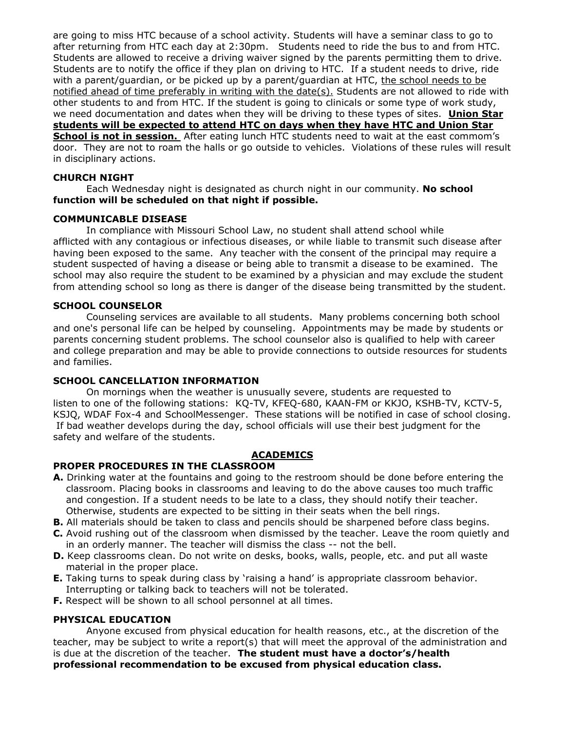are going to miss HTC because of a school activity. Students will have a seminar class to go to after returning from HTC each day at 2:30pm. Students need to ride the bus to and from HTC. Students are allowed to receive a driving waiver signed by the parents permitting them to drive. Students are to notify the office if they plan on driving to HTC. If a student needs to drive, ride with a parent/guardian, or be picked up by a parent/guardian at HTC, <u>the school needs to be notified ahead of time preferably in writing with the date(s).</u> Students are not allowed to ride with other students to and from HTC. If the student is going to clinicals or some type of work study, we need documentation and dates when they will be driving to these types of sites. <u>**Union Star students will be expected to attend HTC on days when they have HTC and Union Star School is not in session.**</u> After eating lunch HTC students need to wait at the east commom's door. They are not to roam the halls or go outside to vehicles. Violations of these rules will result in disciplinary actions.

### CHURCH NIGHT

Each Wednesday night is designated as church night in our community. **No school function will be scheduled on that night if possible.**

### COMMUNICABLE DISEASE

In compliance with Missouri School Law, no student shall attend school while afflicted with any contagious or infectious diseases, or while liable to transmit such disease after having been exposed to the same. Any teacher with the consent of the principal may require a student suspected of having a disease or being able to transmit a disease to be examined. The school may also require the student to be examined by a physician and may exclude the student from attending school so long as there is danger of the disease being transmitted by the student.

### SCHOOL COUNSELOR

Counseling services are available to all students. Many problems concerning both school and one's personal life can be helped by counseling. Appointments may be made by students or parents concerning student problems. The school counselor also is qualified to help with career and college preparation and may be able to provide connections to outside resources for students and families.

### SCHOOL CANCELLATION INFORMATION

On mornings when the weather is unusually severe, students are requested to listen to one of the following stations: KQ-TV, KFEQ-680, KAAN-FM or KKJO, KSHB-TV, KCTV-5, KSJQ, WDAF Fox-4 and SchoolMessenger. These stations will be notified in case of school closing. If bad weather develops during the day, school officials will use their best judgment for the safety and welfare of the students.

## ACADEMICS

### PROPER PROCEDURES IN THE CLASSROOM

**A.** Drinking water at the fountains and going to the restroom should be done before entering the classroom. Placing books in classrooms and leaving to do the above causes too much traffic and congestion. If a student needs to be late to a class, they should notify their teacher. Otherwise, students are expected to be sitting in their seats when the bell rings.

**B.** All materials should be taken to class and pencils should be sharpened before class begins.

**C.** Avoid rushing out of the classroom when dismissed by the teacher. Leave the room quietly and in an orderly manner. The teacher will dismiss the class -- not the bell.

**D.** Keep classrooms clean. Do not write on desks, books, walls, people, etc. and put all waste material in the proper place.

**E.** Taking turns to speak during class by 'raising a hand' is appropriate classroom behavior. Interrupting or talking back to teachers will not be tolerated.

**F.** Respect will be shown to all school personnel at all times.

### PHYSICAL EDUCATION

Anyone excused from physical education for health reasons, etc., at the discretion of the teacher, may be subject to write a report(s) that will meet the approval of the administration and is due at the discretion of the teacher. **The student must have a doctor's/health professional recommendation to be excused from physical education class.**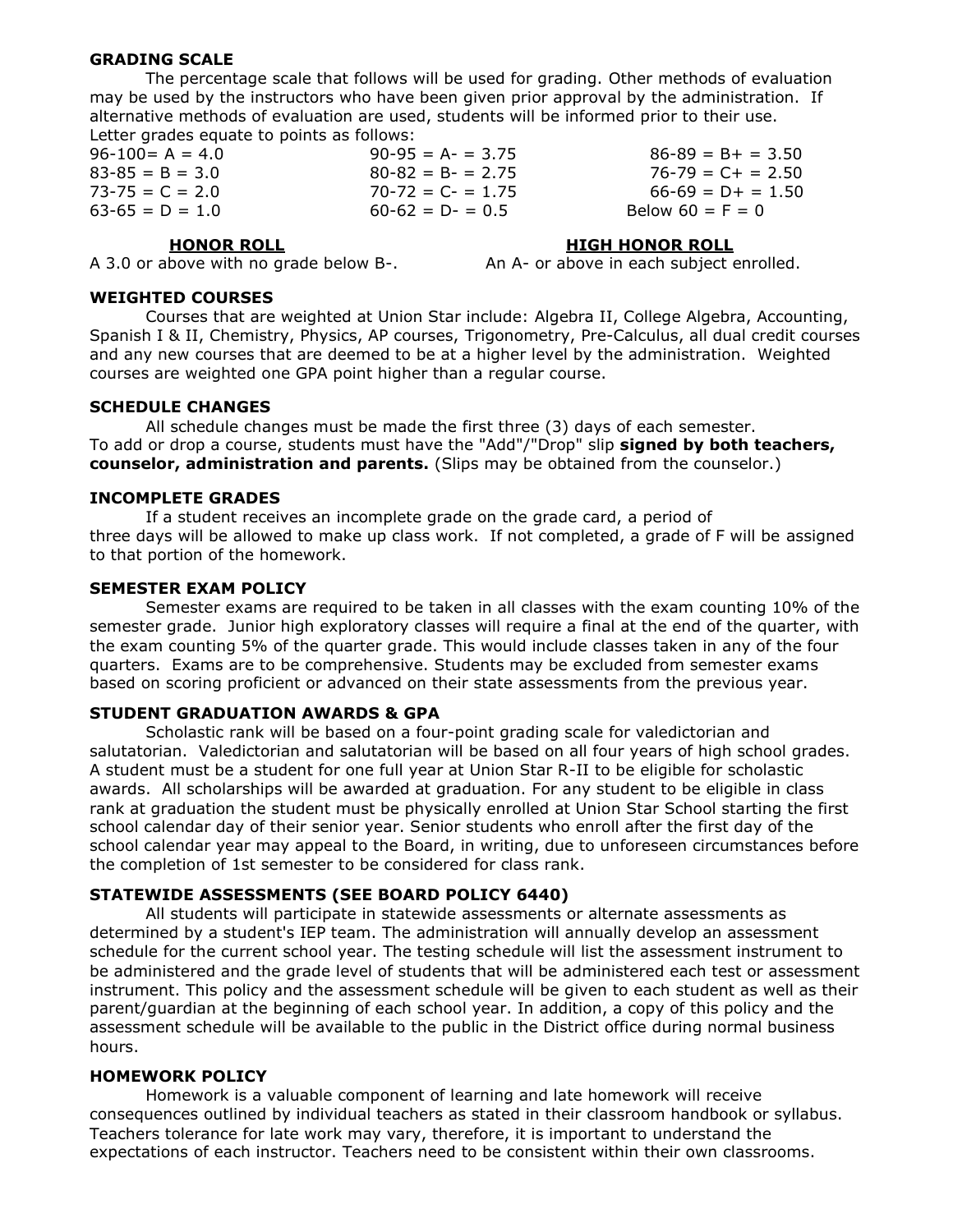## GRADING SCALE

The percentage scale that follows will be used for grading. Other methods of evaluation may be used by the instructors who have been given prior approval by the administration. If alternative methods of evaluation are used, students will be informed prior to their use. Letter grades equate to points as follows:

| | | |
|---|---|---|
| 96-100= A = 4.0 | 90-95 = A- = 3.75 | 86-89 = B+ = 3.50 |
| 83-85 = B = 3.0 | 80-82 = B- = 2.75 | 76-79 = C+ = 2.50 |
| 73-75 = C = 2.0 | 70-72 = C- = 1.75 | 66-69 = D+ = 1.50 |
| 63-65 = D = 1.0 | 60-62 = D- = 0.5 | Below 60 = F = 0 |

**HONOR ROLL**
A 3.0 or above with no grade below B-.

**HIGH HONOR ROLL**
An A- or above in each subject enrolled.

## WEIGHTED COURSES

Courses that are weighted at Union Star include: Algebra II, College Algebra, Accounting, Spanish I & II, Chemistry, Physics, AP courses, Trigonometry, Pre-Calculus, all dual credit courses and any new courses that are deemed to be at a higher level by the administration. Weighted courses are weighted one GPA point higher than a regular course.

## SCHEDULE CHANGES

All schedule changes must be made the first three (3) days of each semester. To add or drop a course, students must have the "Add"/"Drop" slip **signed by both teachers, counselor, administration and parents.** (Slips may be obtained from the counselor.)

## INCOMPLETE GRADES

If a student receives an incomplete grade on the grade card, a period of three days will be allowed to make up class work. If not completed, a grade of F will be assigned to that portion of the homework.

## SEMESTER EXAM POLICY

Semester exams are required to be taken in all classes with the exam counting 10% of the semester grade. Junior high exploratory classes will require a final at the end of the quarter, with the exam counting 5% of the quarter grade. This would include classes taken in any of the four quarters. Exams are to be comprehensive. Students may be excluded from semester exams based on scoring proficient or advanced on their state assessments from the previous year.

## STUDENT GRADUATION AWARDS & GPA

Scholastic rank will be based on a four-point grading scale for valedictorian and salutatorian. Valedictorian and salutatorian will be based on all four years of high school grades. A student must be a student for one full year at Union Star R-II to be eligible for scholastic awards. All scholarships will be awarded at graduation. For any student to be eligible in class rank at graduation the student must be physically enrolled at Union Star School starting the first school calendar day of their senior year. Senior students who enroll after the first day of the school calendar year may appeal to the Board, in writing, due to unforeseen circumstances before the completion of 1st semester to be considered for class rank.

## STATEWIDE ASSESSMENTS (SEE BOARD POLICY 6440)

All students will participate in statewide assessments or alternate assessments as determined by a student's IEP team. The administration will annually develop an assessment schedule for the current school year. The testing schedule will list the assessment instrument to be administered and the grade level of students that will be administered each test or assessment instrument. This policy and the assessment schedule will be given to each student as well as their parent/guardian at the beginning of each school year. In addition, a copy of this policy and the assessment schedule will be available to the public in the District office during normal business hours.

## HOMEWORK POLICY

Homework is a valuable component of learning and late homework will receive consequences outlined by individual teachers as stated in their classroom handbook or syllabus. Teachers tolerance for late work may vary, therefore, it is important to understand the expectations of each instructor. Teachers need to be consistent within their own classrooms.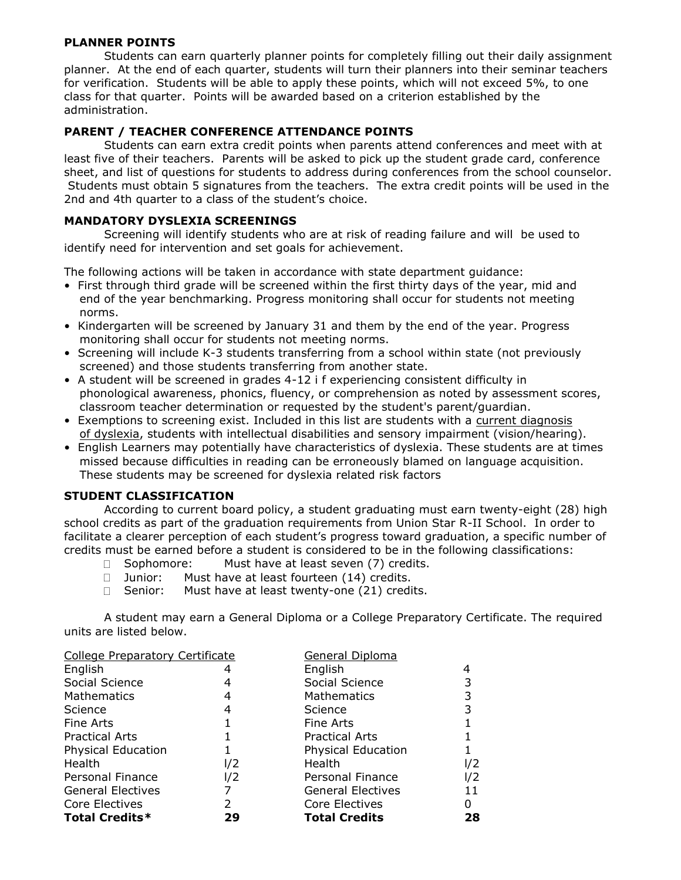### PLANNER POINTS

Students can earn quarterly planner points for completely filling out their daily assignment planner. At the end of each quarter, students will turn their planners into their seminar teachers for verification. Students will be able to apply these points, which will not exceed 5%, to one class for that quarter. Points will be awarded based on a criterion established by the administration.

### PARENT / TEACHER CONFERENCE ATTENDANCE POINTS

Students can earn extra credit points when parents attend conferences and meet with at least five of their teachers. Parents will be asked to pick up the student grade card, conference sheet, and list of questions for students to address during conferences from the school counselor. Students must obtain 5 signatures from the teachers. The extra credit points will be used in the 2nd and 4th quarter to a class of the student's choice.

### MANDATORY DYSLEXIA SCREENINGS

Screening will identify students who are at risk of reading failure and will be used to identify need for intervention and set goals for achievement.

The following actions will be taken in accordance with state department guidance:

- First through third grade will be screened within the first thirty days of the year, mid and end of the year benchmarking. Progress monitoring shall occur for students not meeting norms.
- Kindergarten will be screened by January 31 and them by the end of the year. Progress monitoring shall occur for students not meeting norms.
- Screening will include K-3 students transferring from a school within state (not previously screened) and those students transferring from another state.
- A student will be screened in grades 4-12 i f experiencing consistent difficulty in phonological awareness, phonics, fluency, or comprehension as noted by assessment scores, classroom teacher determination or requested by the student's parent/guardian.
- Exemptions to screening exist. Included in this list are students with a current diagnosis of dyslexia, students with intellectual disabilities and sensory impairment (vision/hearing).
- English Learners may potentially have characteristics of dyslexia. These students are at times missed because difficulties in reading can be erroneously blamed on language acquisition. These students may be screened for dyslexia related risk factors

### STUDENT CLASSIFICATION

According to current board policy, a student graduating must earn twenty-eight (28) high school credits as part of the graduation requirements from Union Star R-II School. In order to facilitate a clearer perception of each student's progress toward graduation, a specific number of credits must be earned before a student is considered to be in the following classifications:

- Sophomore: Must have at least seven (7) credits.
- Junior: Must have at least fourteen (14) credits.
- Senior: Must have at least twenty-one (21) credits.

A student may earn a General Diploma or a College Preparatory Certificate. The required units are listed below.

| College Preparatory Certificate | | General Diploma | |
|---|---|---|---|
| English | 4 | English | 4 |
| Social Science | 4 | Social Science | 3 |
| Mathematics | 4 | Mathematics | 3 |
| Science | 4 | Science | 3 |
| Fine Arts | 1 | Fine Arts | 1 |
| Practical Arts | 1 | Practical Arts | 1 |
| Physical Education | 1 | Physical Education | 1 |
| Health | l/2 | Health | l/2 |
| Personal Finance | l/2 | Personal Finance | l/2 |
| General Electives | 7 | General Electives | 11 |
| Core Electives | 2 | Core Electives | 0 |
| **Total Credits*** | **29** | **Total Credits** | **28** |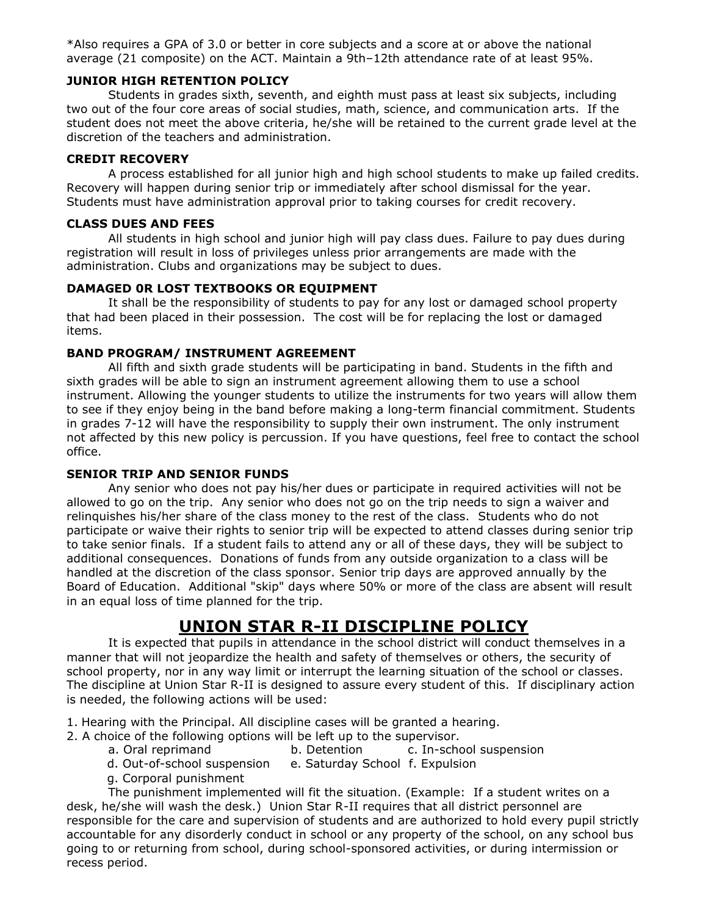*Also requires a GPA of 3.0 or better in core subjects and a score at or above the national average (21 composite) on the ACT. Maintain a 9th–12th attendance rate of at least 95%.

### JUNIOR HIGH RETENTION POLICY

Students in grades sixth, seventh, and eighth must pass at least six subjects, including two out of the four core areas of social studies, math, science, and communication arts. If the student does not meet the above criteria, he/she will be retained to the current grade level at the discretion of the teachers and administration.

### CREDIT RECOVERY

A process established for all junior high and high school students to make up failed credits. Recovery will happen during senior trip or immediately after school dismissal for the year. Students must have administration approval prior to taking courses for credit recovery.

### CLASS DUES AND FEES

All students in high school and junior high will pay class dues. Failure to pay dues during registration will result in loss of privileges unless prior arrangements are made with the administration. Clubs and organizations may be subject to dues.

### DAMAGED 0R LOST TEXTBOOKS OR EQUIPMENT

It shall be the responsibility of students to pay for any lost or damaged school property that had been placed in their possession. The cost will be for replacing the lost or damaged items.

### BAND PROGRAM/ INSTRUMENT AGREEMENT

All fifth and sixth grade students will be participating in band. Students in the fifth and sixth grades will be able to sign an instrument agreement allowing them to use a school instrument. Allowing the younger students to utilize the instruments for two years will allow them to see if they enjoy being in the band before making a long-term financial commitment. Students in grades 7-12 will have the responsibility to supply their own instrument. The only instrument not affected by this new policy is percussion. If you have questions, feel free to contact the school office.

### SENIOR TRIP AND SENIOR FUNDS

Any senior who does not pay his/her dues or participate in required activities will not be allowed to go on the trip. Any senior who does not go on the trip needs to sign a waiver and relinquishes his/her share of the class money to the rest of the class. Students who do not participate or waive their rights to senior trip will be expected to attend classes during senior trip to take senior finals. If a student fails to attend any or all of these days, they will be subject to additional consequences. Donations of funds from any outside organization to a class will be handled at the discretion of the class sponsor. Senior trip days are approved annually by the Board of Education. Additional "skip" days where 50% or more of the class are absent will result in an equal loss of time planned for the trip.

## UNION STAR R-II DISCIPLINE POLICY

It is expected that pupils in attendance in the school district will conduct themselves in a manner that will not jeopardize the health and safety of themselves or others, the security of school property, nor in any way limit or interrupt the learning situation of the school or classes. The discipline at Union Star R-II is designed to assure every student of this. If disciplinary action is needed, the following actions will be used:

1. Hearing with the Principal. All discipline cases will be granted a hearing.
2. A choice of the following options will be left up to the supervisor.
   - a. Oral reprimand
   - b. Detention
   - c. In-school suspension
   - d. Out-of-school suspension
   - e. Saturday School
   - f. Expulsion
   - g. Corporal punishment

The punishment implemented will fit the situation. (Example: If a student writes on a desk, he/she will wash the desk.) Union Star R-II requires that all district personnel are responsible for the care and supervision of students and are authorized to hold every pupil strictly accountable for any disorderly conduct in school or any property of the school, on any school bus going to or returning from school, during school-sponsored activities, or during intermission or recess period.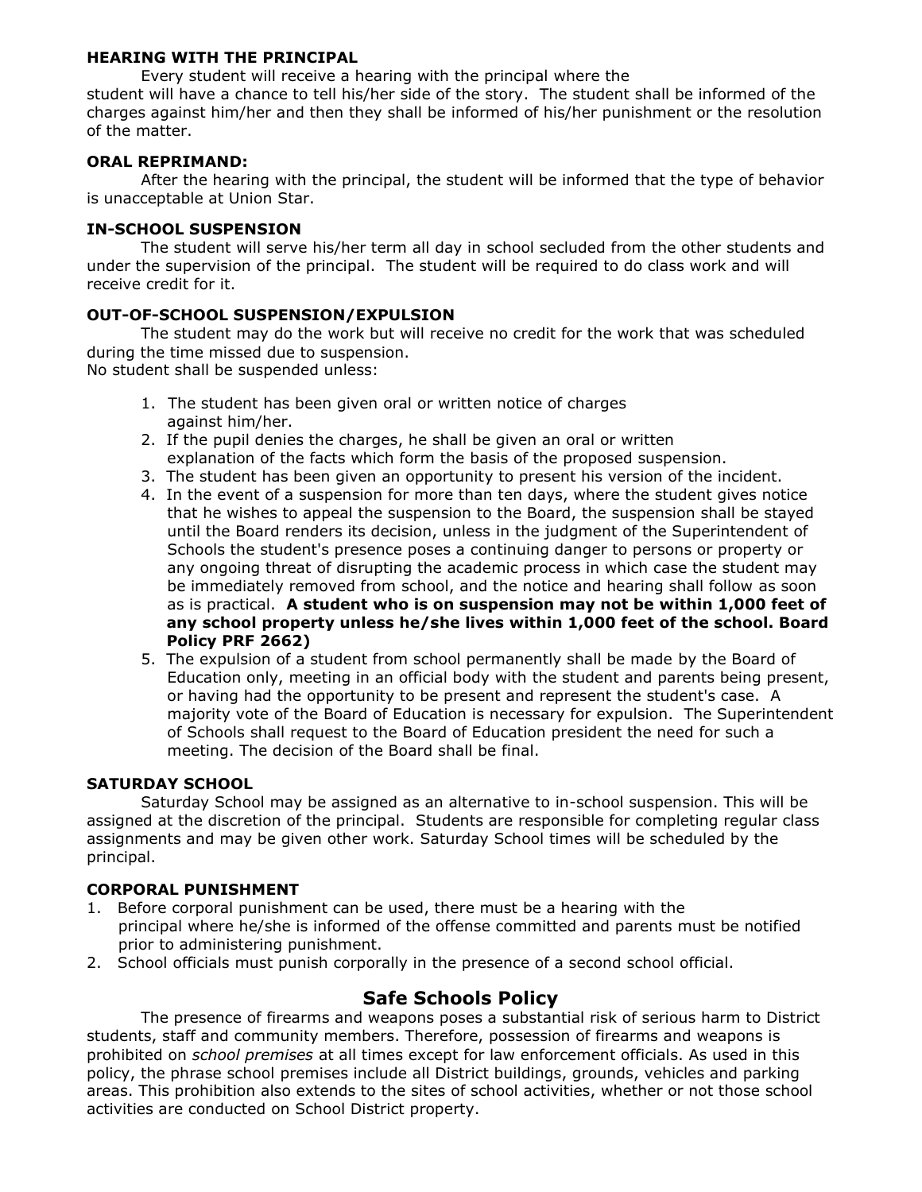**HEARING WITH THE PRINCIPAL**

Every student will receive a hearing with the principal where the student will have a chance to tell his/her side of the story. The student shall be informed of the charges against him/her and then they shall be informed of his/her punishment or the resolution of the matter.

**ORAL REPRIMAND:**

After the hearing with the principal, the student will be informed that the type of behavior is unacceptable at Union Star.

**IN-SCHOOL SUSPENSION**

The student will serve his/her term all day in school secluded from the other students and under the supervision of the principal. The student will be required to do class work and will receive credit for it.

**OUT-OF-SCHOOL SUSPENSION/EXPULSION**

The student may do the work but will receive no credit for the work that was scheduled during the time missed due to suspension.
No student shall be suspended unless:

1. The student has been given oral or written notice of charges against him/her.
2. If the pupil denies the charges, he shall be given an oral or written explanation of the facts which form the basis of the proposed suspension.
3. The student has been given an opportunity to present his version of the incident.
4. In the event of a suspension for more than ten days, where the student gives notice that he wishes to appeal the suspension to the Board, the suspension shall be stayed until the Board renders its decision, unless in the judgment of the Superintendent of Schools the student's presence poses a continuing danger to persons or property or any ongoing threat of disrupting the academic process in which case the student may be immediately removed from school, and the notice and hearing shall follow as soon as is practical. **A student who is on suspension may not be within 1,000 feet of any school property unless he/she lives within 1,000 feet of the school. Board Policy PRF 2662)**
5. The expulsion of a student from school permanently shall be made by the Board of Education only, meeting in an official body with the student and parents being present, or having had the opportunity to be present and represent the student's case. A majority vote of the Board of Education is necessary for expulsion. The Superintendent of Schools shall request to the Board of Education president the need for such a meeting. The decision of the Board shall be final.

**SATURDAY SCHOOL**

Saturday School may be assigned as an alternative to in-school suspension. This will be assigned at the discretion of the principal. Students are responsible for completing regular class assignments and may be given other work. Saturday School times will be scheduled by the principal.

**CORPORAL PUNISHMENT**

1. Before corporal punishment can be used, there must be a hearing with the principal where he/she is informed of the offense committed and parents must be notified prior to administering punishment.
2. School officials must punish corporally in the presence of a second school official.

## Safe Schools Policy

The presence of firearms and weapons poses a substantial risk of serious harm to District students, staff and community members. Therefore, possession of firearms and weapons is prohibited on *school premises* at all times except for law enforcement officials. As used in this policy, the phrase school premises include all District buildings, grounds, vehicles and parking areas. This prohibition also extends to the sites of school activities, whether or not those school activities are conducted on School District property.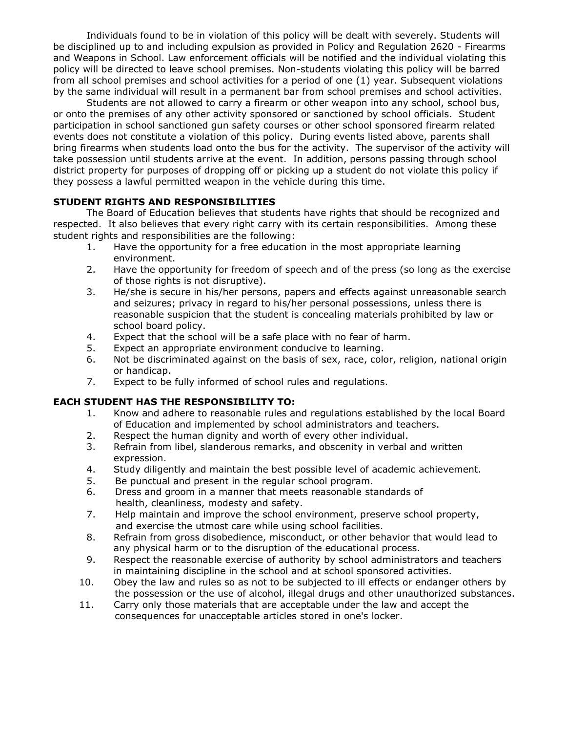Individuals found to be in violation of this policy will be dealt with severely. Students will be disciplined up to and including expulsion as provided in Policy and Regulation 2620 - Firearms and Weapons in School. Law enforcement officials will be notified and the individual violating this policy will be directed to leave school premises. Non-students violating this policy will be barred from all school premises and school activities for a period of one (1) year. Subsequent violations by the same individual will result in a permanent bar from school premises and school activities.

Students are not allowed to carry a firearm or other weapon into any school, school bus, or onto the premises of any other activity sponsored or sanctioned by school officials. Student participation in school sanctioned gun safety courses or other school sponsored firearm related events does not constitute a violation of this policy. During events listed above, parents shall bring firearms when students load onto the bus for the activity. The supervisor of the activity will take possession until students arrive at the event. In addition, persons passing through school district property for purposes of dropping off or picking up a student do not violate this policy if they possess a lawful permitted weapon in the vehicle during this time.

## STUDENT RIGHTS AND RESPONSIBILITIES

The Board of Education believes that students have rights that should be recognized and respected. It also believes that every right carry with its certain responsibilities. Among these student rights and responsibilities are the following:

1. Have the opportunity for a free education in the most appropriate learning environment.
2. Have the opportunity for freedom of speech and of the press (so long as the exercise of those rights is not disruptive).
3. He/she is secure in his/her persons, papers and effects against unreasonable search and seizures; privacy in regard to his/her personal possessions, unless there is reasonable suspicion that the student is concealing materials prohibited by law or school board policy.
4. Expect that the school will be a safe place with no fear of harm.
5. Expect an appropriate environment conducive to learning.
6. Not be discriminated against on the basis of sex, race, color, religion, national origin or handicap.
7. Expect to be fully informed of school rules and regulations.

## EACH STUDENT HAS THE RESPONSIBILITY TO:

1. Know and adhere to reasonable rules and regulations established by the local Board of Education and implemented by school administrators and teachers.
2. Respect the human dignity and worth of every other individual.
3. Refrain from libel, slanderous remarks, and obscenity in verbal and written expression.
4. Study diligently and maintain the best possible level of academic achievement.
5. Be punctual and present in the regular school program.
6. Dress and groom in a manner that meets reasonable standards of health, cleanliness, modesty and safety.
7. Help maintain and improve the school environment, preserve school property, and exercise the utmost care while using school facilities.
8. Refrain from gross disobedience, misconduct, or other behavior that would lead to any physical harm or to the disruption of the educational process.
9. Respect the reasonable exercise of authority by school administrators and teachers in maintaining discipline in the school and at school sponsored activities.
10. Obey the law and rules so as not to be subjected to ill effects or endanger others by the possession or the use of alcohol, illegal drugs and other unauthorized substances.
11. Carry only those materials that are acceptable under the law and accept the consequences for unacceptable articles stored in one's locker.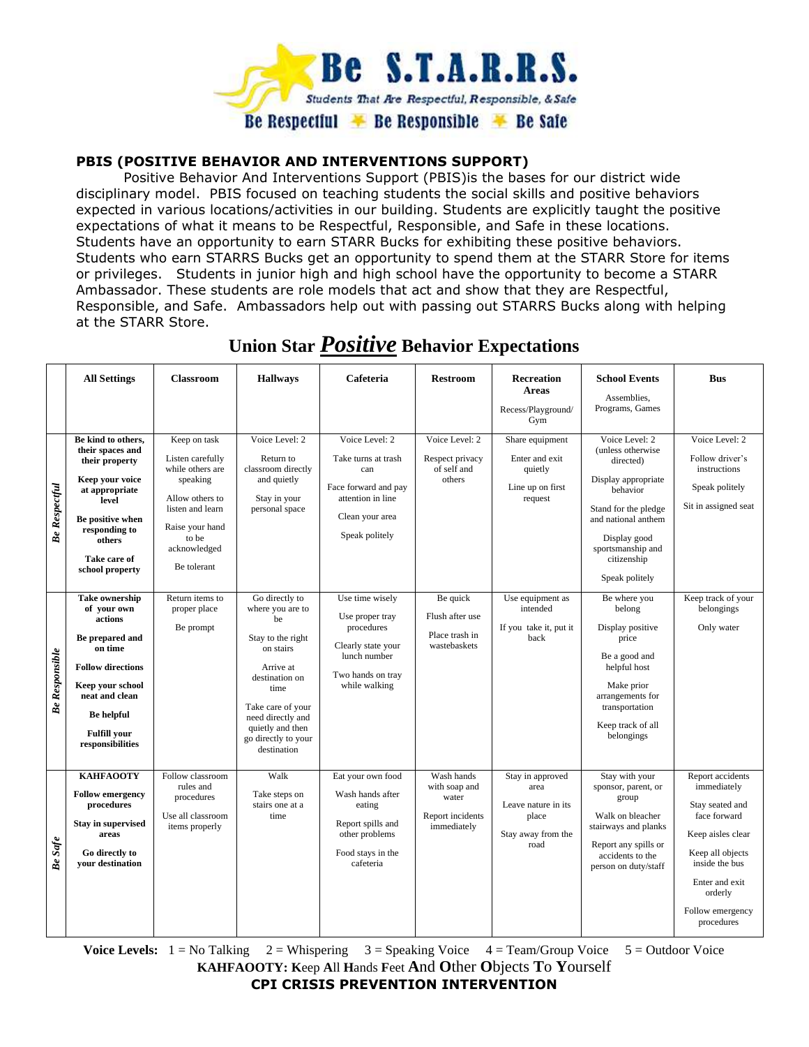**Be S.T.A.R.R.S.**

*Students That Are Respectful, Responsible, & Safe*

**Be Respectful ✶ Be Responsible ✶ Be Safe**

## PBIS (POSITIVE BEHAVIOR AND INTERVENTIONS SUPPORT)

Positive Behavior And Interventions Support (PBIS)is the bases for our district wide disciplinary model. PBIS focused on teaching students the social skills and positive behaviors expected in various locations/activities in our building. Students are explicitly taught the positive expectations of what it means to be Respectful, Responsible, and Safe in these locations. Students have an opportunity to earn STARR Bucks for exhibiting these positive behaviors. Students who earn STARRS Bucks get an opportunity to spend them at the STARR Store for items or privileges. Students in junior high and high school have the opportunity to become a STARR Ambassador. These students are role models that act and show that they are Respectful, Responsible, and Safe. Ambassadors help out with passing out STARRS Bucks along with helping at the STARR Store.

## Union Star *Positive* Behavior Expectations

| | All Settings | Classroom | Hallways | Cafeteria | Restroom | Recreation Areas<br>Recess/Playground/ Gym | School Events<br>Assemblies, Programs, Games | Bus |
|---|---|---|---|---|---|---|---|---|
| *Be Respectful* | **Be kind to others, their spaces and their property**<br>**Keep your voice at appropriate level**<br>**Be positive when responding to others**<br>**Take care of school property** | Keep on task<br>Listen carefully while others are speaking<br>Allow others to listen and learn<br>Raise your hand to be acknowledged<br>Be tolerant | Voice Level: 2<br>Return to classroom directly and quietly<br>Stay in your personal space | Voice Level: 2<br>Take turns at trash can<br>Face forward and pay attention in line<br>Clean your area<br>Speak politely | Voice Level: 2<br>Respect privacy of self and others | Share equipment<br>Enter and exit quietly<br>Line up on first request | Voice Level: 2 (unless otherwise directed)<br>Display appropriate behavior<br>Stand for the pledge and national anthem<br>Display good sportsmanship and citizenship<br>Speak politely | Voice Level: 2<br>Follow driver's instructions<br>Speak politely<br>Sit in assigned seat |
| *Be Responsible* | **Take ownership of your own actions**<br>**Be prepared and on time**<br>**Follow directions**<br>**Keep your school neat and clean**<br>**Be helpful**<br>**Fulfill your responsibilities** | Return items to proper place<br>Be prompt | Go directly to where you are to be<br>Stay to the right on stairs<br>Arrive at destination on time<br>Take care of your need directly and quietly and then go directly to your destination | Use time wisely<br>Use proper tray procedures<br>Clearly state your lunch number<br>Two hands on tray while walking | Be quick<br>Flush after use<br>Place trash in wastebaskets | Use equipment as intended<br>If you take it, put it back | Be where you belong<br>Display positive price<br>Be a good and helpful host<br>Make prior arrangements for transportation<br>Keep track of all belongings | Keep track of your belongings<br>Only water |
| *Be Safe* | **KAHFAOOTY**<br>**Follow emergency procedures**<br>**Stay in supervised areas**<br>**Go directly to your destination** | Follow classroom rules and procedures<br>Use all classroom items properly | Walk<br>Take steps on stairs one at a time | Eat your own food<br>Wash hands after eating<br>Report spills and other problems<br>Food stays in the cafeteria | Wash hands with soap and water<br>Report incidents immediately | Stay in approved area<br>Leave nature in its place<br>Stay away from the road | Stay with your sponsor, parent, or group<br>Walk on bleacher stairways and planks<br>Report any spills or accidents to the person on duty/staff | Report accidents immediately<br>Stay seated and face forward<br>Keep aisles clear<br>Keep all objects inside the bus<br>Enter and exit orderly<br>Follow emergency procedures |

**Voice Levels:** 1 = No Talking 2 = Whispering 3 = Speaking Voice 4 = Team/Group Voice 5 = Outdoor Voice

**KAHFAOOTY: K**eep **A**ll **H**ands **F**eet **A**nd **O**ther **O**bjects **T**o **Y**ourself

**CPI CRISIS PREVENTION INTERVENTION**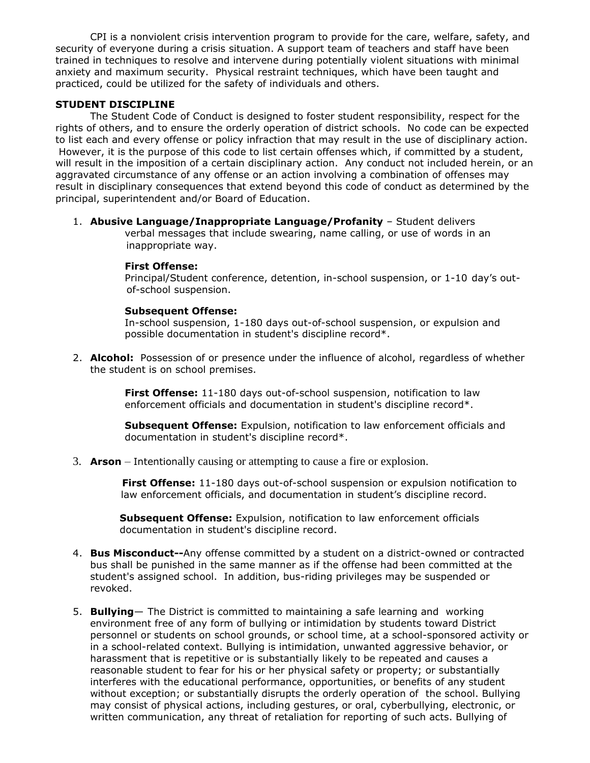CPI is a nonviolent crisis intervention program to provide for the care, welfare, safety, and security of everyone during a crisis situation. A support team of teachers and staff have been trained in techniques to resolve and intervene during potentially violent situations with minimal anxiety and maximum security. Physical restraint techniques, which have been taught and practiced, could be utilized for the safety of individuals and others.

**STUDENT DISCIPLINE**

The Student Code of Conduct is designed to foster student responsibility, respect for the rights of others, and to ensure the orderly operation of district schools. No code can be expected to list each and every offense or policy infraction that may result in the use of disciplinary action. However, it is the purpose of this code to list certain offenses which, if committed by a student, will result in the imposition of a certain disciplinary action. Any conduct not included herein, or an aggravated circumstance of any offense or an action involving a combination of offenses may result in disciplinary consequences that extend beyond this code of conduct as determined by the principal, superintendent and/or Board of Education.

1. **Abusive Language/Inappropriate Language/Profanity** – Student delivers verbal messages that include swearing, name calling, or use of words in an inappropriate way.

   **First Offense:**
   Principal/Student conference, detention, in-school suspension, or 1-10 day's out-of-school suspension.

   **Subsequent Offense:**
   In-school suspension, 1-180 days out-of-school suspension, or expulsion and possible documentation in student's discipline record*.

2. **Alcohol:** Possession of or presence under the influence of alcohol, regardless of whether the student is on school premises.

   **First Offense:** 11-180 days out-of-school suspension, notification to law enforcement officials and documentation in student's discipline record*.

   **Subsequent Offense:** Expulsion, notification to law enforcement officials and documentation in student's discipline record*.

3. **Arson** – Intentionally causing or attempting to cause a fire or explosion.

   **First Offense:** 11-180 days out-of-school suspension or expulsion notification to law enforcement officials, and documentation in student's discipline record.

   **Subsequent Offense:** Expulsion, notification to law enforcement officials documentation in student's discipline record.

4. **Bus Misconduct--**Any offense committed by a student on a district-owned or contracted bus shall be punished in the same manner as if the offense had been committed at the student's assigned school. In addition, bus-riding privileges may be suspended or revoked.

5. **Bullying**— The District is committed to maintaining a safe learning and working environment free of any form of bullying or intimidation by students toward District personnel or students on school grounds, or school time, at a school-sponsored activity or in a school-related context. Bullying is intimidation, unwanted aggressive behavior, or harassment that is repetitive or is substantially likely to be repeated and causes a reasonable student to fear for his or her physical safety or property; or substantially interferes with the educational performance, opportunities, or benefits of any student without exception; or substantially disrupts the orderly operation of the school. Bullying may consist of physical actions, including gestures, or oral, cyberbullying, electronic, or written communication, any threat of retaliation for reporting of such acts. Bullying of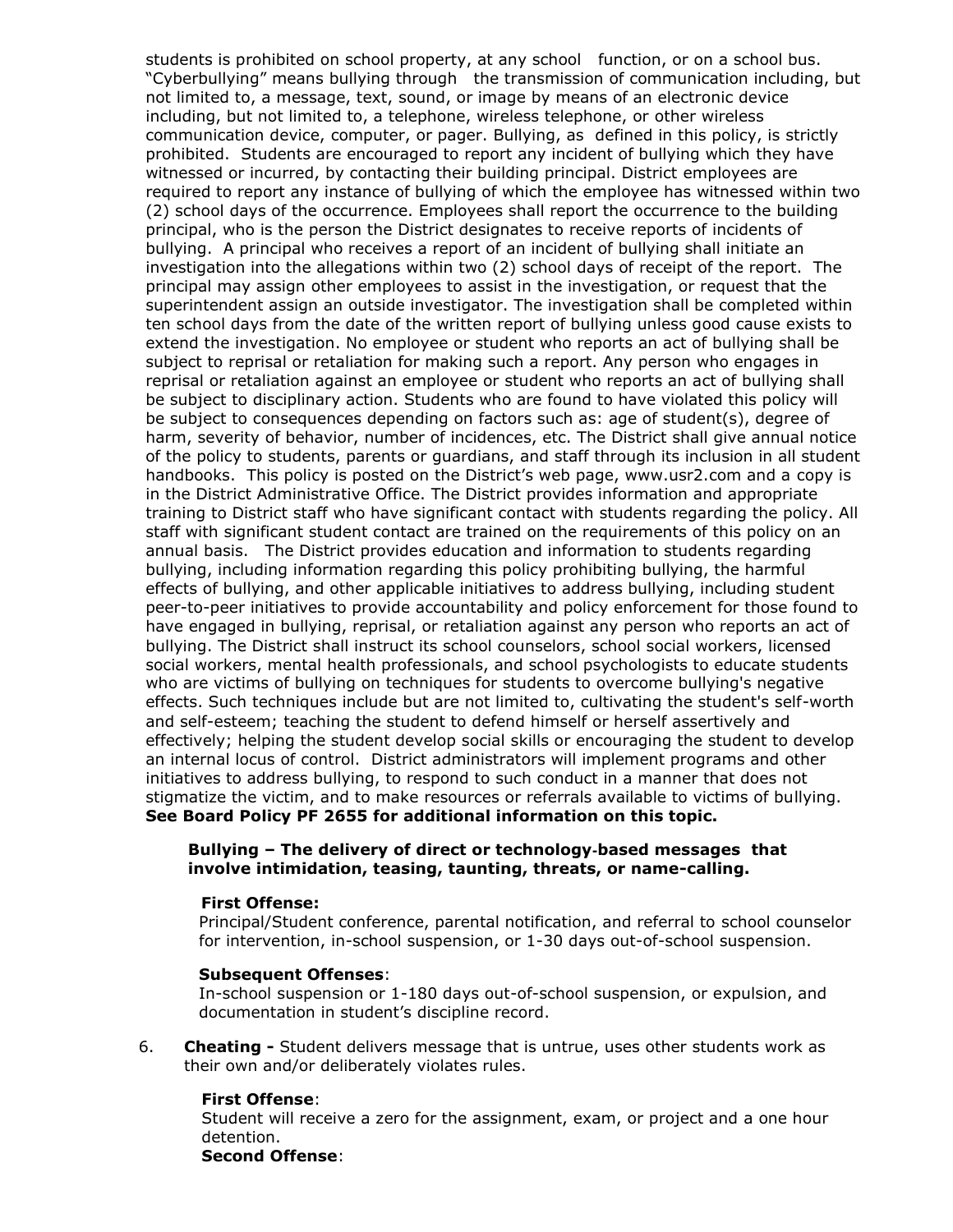students is prohibited on school property, at any school function, or on a school bus. "Cyberbullying" means bullying through the transmission of communication including, but not limited to, a message, text, sound, or image by means of an electronic device including, but not limited to, a telephone, wireless telephone, or other wireless communication device, computer, or pager. Bullying, as defined in this policy, is strictly prohibited. Students are encouraged to report any incident of bullying which they have witnessed or incurred, by contacting their building principal. District employees are required to report any instance of bullying of which the employee has witnessed within two (2) school days of the occurrence. Employees shall report the occurrence to the building principal, who is the person the District designates to receive reports of incidents of bullying. A principal who receives a report of an incident of bullying shall initiate an investigation into the allegations within two (2) school days of receipt of the report. The principal may assign other employees to assist in the investigation, or request that the superintendent assign an outside investigator. The investigation shall be completed within ten school days from the date of the written report of bullying unless good cause exists to extend the investigation. No employee or student who reports an act of bullying shall be subject to reprisal or retaliation for making such a report. Any person who engages in reprisal or retaliation against an employee or student who reports an act of bullying shall be subject to disciplinary action. Students who are found to have violated this policy will be subject to consequences depending on factors such as: age of student(s), degree of harm, severity of behavior, number of incidences, etc. The District shall give annual notice of the policy to students, parents or guardians, and staff through its inclusion in all student handbooks. This policy is posted on the District's web page, www.usr2.com and a copy is in the District Administrative Office. The District provides information and appropriate training to District staff who have significant contact with students regarding the policy. All staff with significant student contact are trained on the requirements of this policy on an annual basis. The District provides education and information to students regarding bullying, including information regarding this policy prohibiting bullying, the harmful effects of bullying, and other applicable initiatives to address bullying, including student peer-to-peer initiatives to provide accountability and policy enforcement for those found to have engaged in bullying, reprisal, or retaliation against any person who reports an act of bullying. The District shall instruct its school counselors, school social workers, licensed social workers, mental health professionals, and school psychologists to educate students who are victims of bullying on techniques for students to overcome bullying's negative effects. Such techniques include but are not limited to, cultivating the student's self-worth and self-esteem; teaching the student to defend himself or herself assertively and effectively; helping the student develop social skills or encouraging the student to develop an internal locus of control. District administrators will implement programs and other initiatives to address bullying, to respond to such conduct in a manner that does not stigmatize the victim, and to make resources or referrals available to victims of bullying. **See Board Policy PF 2655 for additional information on this topic.**

**Bullying – The delivery of direct or technology-based messages that involve intimidation, teasing, taunting, threats, or name-calling.**

**First Offense:**
Principal/Student conference, parental notification, and referral to school counselor for intervention, in-school suspension, or 1-30 days out-of-school suspension.

**Subsequent Offenses**:
In-school suspension or 1-180 days out-of-school suspension, or expulsion, and documentation in student's discipline record.

6. **Cheating -** Student delivers message that is untrue, uses other students work as their own and/or deliberately violates rules.

**First Offense**:
Student will receive a zero for the assignment, exam, or project and a one hour detention.
**Second Offense**: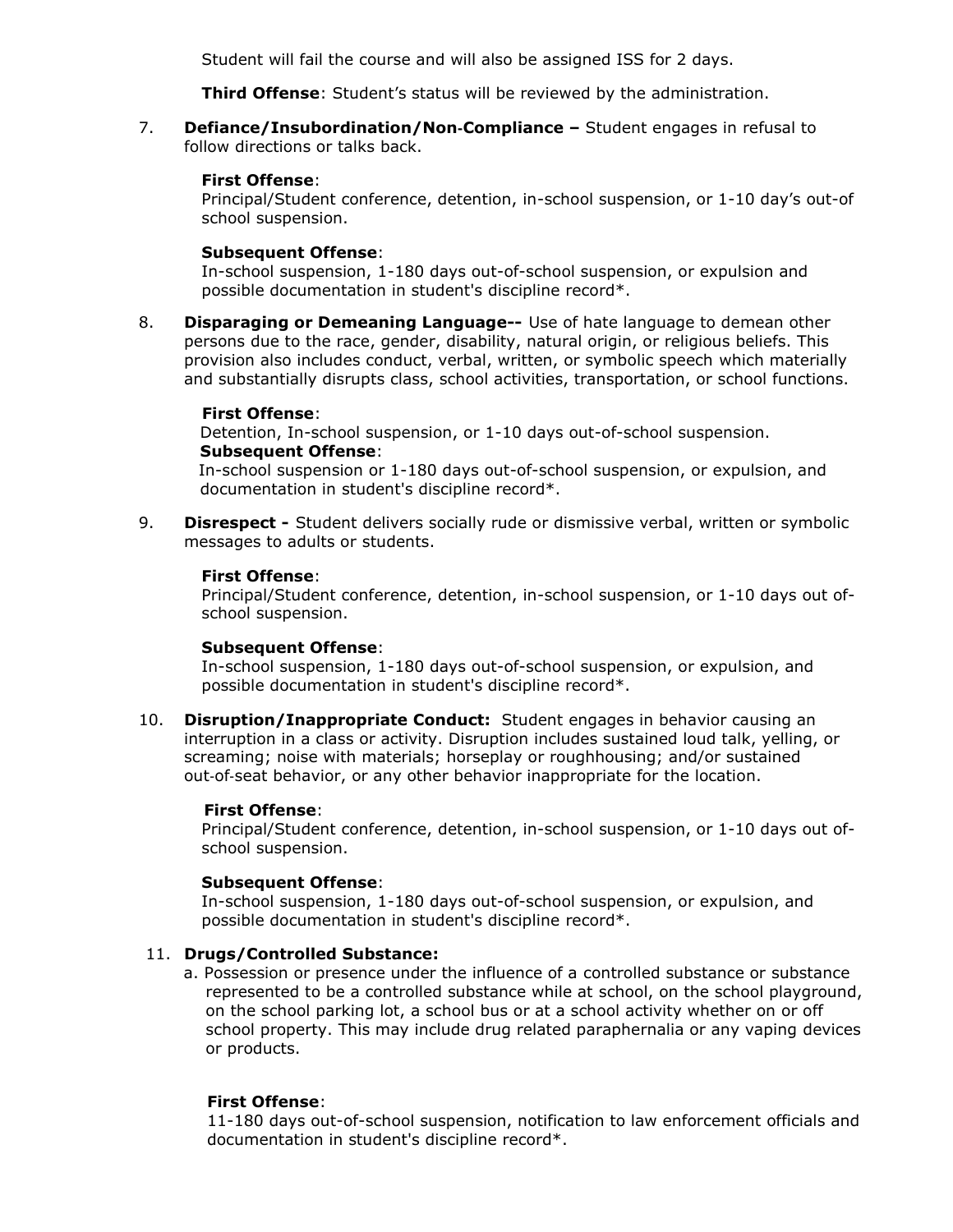Student will fail the course and will also be assigned ISS for 2 days.

**Third Offense**: Student's status will be reviewed by the administration.

7. **Defiance/Insubordination/Non-Compliance –** Student engages in refusal to follow directions or talks back.

   **First Offense**:
   Principal/Student conference, detention, in-school suspension, or 1-10 day's out-of school suspension.

   **Subsequent Offense**:
   In-school suspension, 1-180 days out-of-school suspension, or expulsion and possible documentation in student's discipline record*.

8. **Disparaging or Demeaning Language--** Use of hate language to demean other persons due to the race, gender, disability, natural origin, or religious beliefs. This provision also includes conduct, verbal, written, or symbolic speech which materially and substantially disrupts class, school activities, transportation, or school functions.

   **First Offense**:
   Detention, In-school suspension, or 1-10 days out-of-school suspension.
   **Subsequent Offense**:
   In-school suspension or 1-180 days out-of-school suspension, or expulsion, and documentation in student's discipline record*.

9. **Disrespect -** Student delivers socially rude or dismissive verbal, written or symbolic messages to adults or students.

   **First Offense**:
   Principal/Student conference, detention, in-school suspension, or 1-10 days out of-school suspension.

   **Subsequent Offense**:
   In-school suspension, 1-180 days out-of-school suspension, or expulsion, and possible documentation in student's discipline record*.

10. **Disruption/Inappropriate Conduct:** Student engages in behavior causing an interruption in a class or activity. Disruption includes sustained loud talk, yelling, or screaming; noise with materials; horseplay or roughhousing; and/or sustained out-of-seat behavior, or any other behavior inappropriate for the location.

    **First Offense**:
    Principal/Student conference, detention, in-school suspension, or 1-10 days out of-school suspension.

    **Subsequent Offense**:
    In-school suspension, 1-180 days out-of-school suspension, or expulsion, and possible documentation in student's discipline record*.

11. **Drugs/Controlled Substance:**
    a. Possession or presence under the influence of a controlled substance or substance represented to be a controlled substance while at school, on the school playground, on the school parking lot, a school bus or at a school activity whether on or off school property. This may include drug related paraphernalia or any vaping devices or products.

    **First Offense**:
    11-180 days out-of-school suspension, notification to law enforcement officials and documentation in student's discipline record*.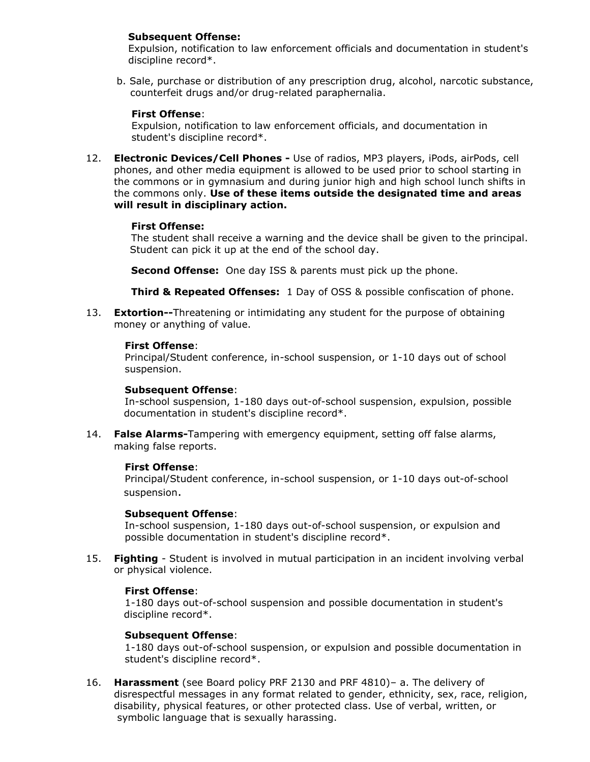**Subsequent Offense:**
Expulsion, notification to law enforcement officials and documentation in student's discipline record*.

b. Sale, purchase or distribution of any prescription drug, alcohol, narcotic substance, counterfeit drugs and/or drug-related paraphernalia.

**First Offense**:
Expulsion, notification to law enforcement officials, and documentation in student's discipline record*.

12. **Electronic Devices/Cell Phones -** Use of radios, MP3 players, iPods, airPods, cell phones, and other media equipment is allowed to be used prior to school starting in the commons or in gymnasium and during junior high and high school lunch shifts in the commons only. **Use of these items outside the designated time and areas will result in disciplinary action.**

    **First Offense:**
    The student shall receive a warning and the device shall be given to the principal. Student can pick it up at the end of the school day.

    **Second Offense:** One day ISS & parents must pick up the phone.

    **Third & Repeated Offenses:** 1 Day of OSS & possible confiscation of phone.

13. **Extortion--**Threatening or intimidating any student for the purpose of obtaining money or anything of value.

    **First Offense**:
    Principal/Student conference, in-school suspension, or 1-10 days out of school suspension.

    **Subsequent Offense**:
    In-school suspension, 1-180 days out-of-school suspension, expulsion, possible documentation in student's discipline record*.

14. **False Alarms-**Tampering with emergency equipment, setting off false alarms, making false reports.

    **First Offense**:
    Principal/Student conference, in-school suspension, or 1-10 days out-of-school suspension.

    **Subsequent Offense**:
    In-school suspension, 1-180 days out-of-school suspension, or expulsion and possible documentation in student's discipline record*.

15. **Fighting** - Student is involved in mutual participation in an incident involving verbal or physical violence.

    **First Offense**:
    1-180 days out-of-school suspension and possible documentation in student's discipline record*.

    **Subsequent Offense**:
    1-180 days out-of-school suspension, or expulsion and possible documentation in student's discipline record*.

16. **Harassment** (see Board policy PRF 2130 and PRF 4810)– a. The delivery of disrespectful messages in any format related to gender, ethnicity, sex, race, religion, disability, physical features, or other protected class. Use of verbal, written, or symbolic language that is sexually harassing.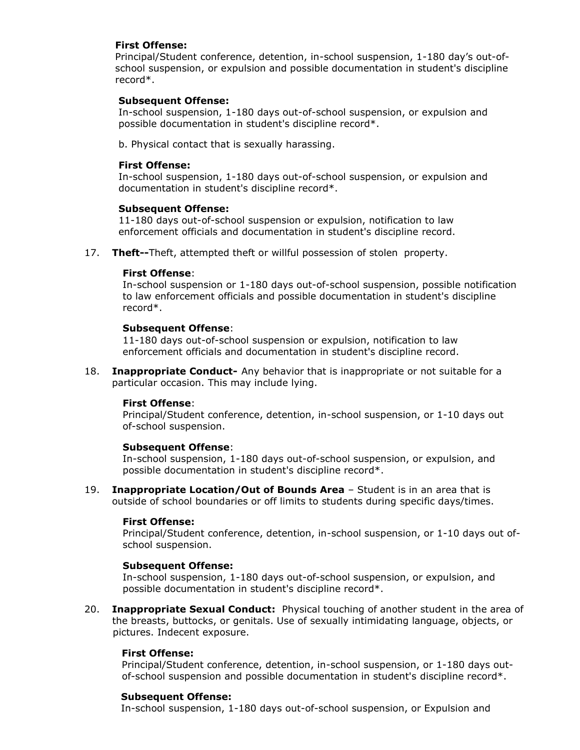**First Offense:**
Principal/Student conference, detention, in-school suspension, 1-180 day's out-of-school suspension, or expulsion and possible documentation in student's discipline record*.

**Subsequent Offense:**
In-school suspension, 1-180 days out-of-school suspension, or expulsion and possible documentation in student's discipline record*.

b. Physical contact that is sexually harassing.

**First Offense:**
In-school suspension, 1-180 days out-of-school suspension, or expulsion and documentation in student's discipline record*.

**Subsequent Offense:**
11-180 days out-of-school suspension or expulsion, notification to law enforcement officials and documentation in student's discipline record.

17. **Theft--**Theft, attempted theft or willful possession of stolen property.

**First Offense**:
In-school suspension or 1-180 days out-of-school suspension, possible notification to law enforcement officials and possible documentation in student's discipline record*.

**Subsequent Offense**:
11-180 days out-of-school suspension or expulsion, notification to law enforcement officials and documentation in student's discipline record.

18. **Inappropriate Conduct-** Any behavior that is inappropriate or not suitable for a particular occasion. This may include lying.

**First Offense**:
Principal/Student conference, detention, in-school suspension, or 1-10 days out of-school suspension.

**Subsequent Offense**:
In-school suspension, 1-180 days out-of-school suspension, or expulsion, and possible documentation in student's discipline record*.

19. **Inappropriate Location/Out of Bounds Area** – Student is in an area that is outside of school boundaries or off limits to students during specific days/times.

**First Offense:**
Principal/Student conference, detention, in-school suspension, or 1-10 days out of-school suspension.

**Subsequent Offense:**
In-school suspension, 1-180 days out-of-school suspension, or expulsion, and possible documentation in student's discipline record*.

20. **Inappropriate Sexual Conduct:** Physical touching of another student in the area of the breasts, buttocks, or genitals. Use of sexually intimidating language, objects, or pictures. Indecent exposure.

**First Offense:**
Principal/Student conference, detention, in-school suspension, or 1-180 days out-of-school suspension and possible documentation in student's discipline record*.

**Subsequent Offense:**
In-school suspension, 1-180 days out-of-school suspension, or Expulsion and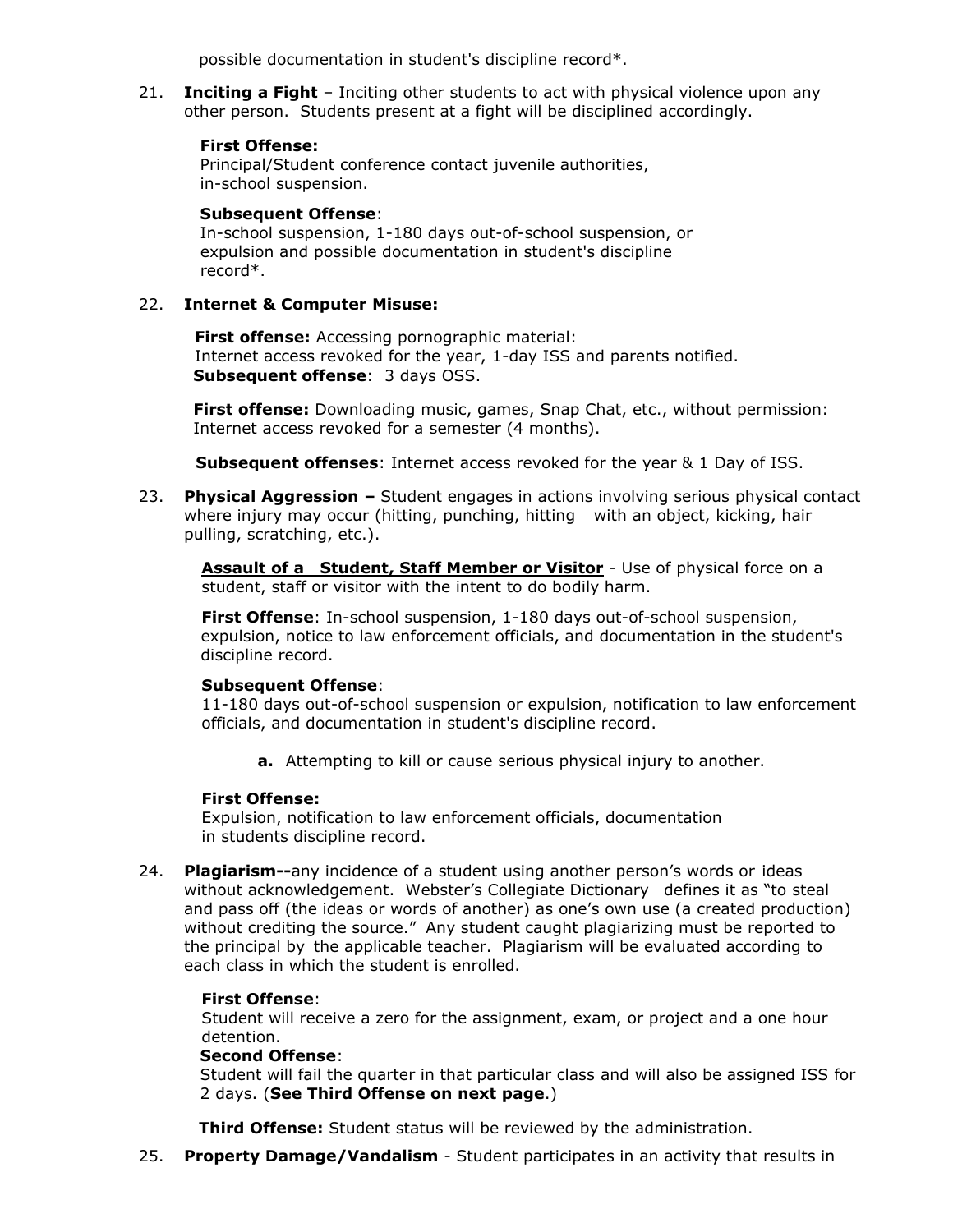possible documentation in student's discipline record*.

21. **Inciting a Fight** – Inciting other students to act with physical violence upon any other person. Students present at a fight will be disciplined accordingly.

    **First Offense:**
    Principal/Student conference contact juvenile authorities, in-school suspension.

    **Subsequent Offense**:
    In-school suspension, 1-180 days out-of-school suspension, or expulsion and possible documentation in student's discipline record*.

22. **Internet & Computer Misuse:**

    **First offense:** Accessing pornographic material:
    Internet access revoked for the year, 1-day ISS and parents notified.
    **Subsequent offense**: 3 days OSS.

    **First offense:** Downloading music, games, Snap Chat, etc., without permission:
    Internet access revoked for a semester (4 months).

    **Subsequent offenses**: Internet access revoked for the year & 1 Day of ISS.

23. **Physical Aggression –** Student engages in actions involving serious physical contact where injury may occur (hitting, punching, hitting with an object, kicking, hair pulling, scratching, etc.).

    **<u>Assault of a Student, Staff Member or Visitor</u>** - Use of physical force on a student, staff or visitor with the intent to do bodily harm.

    **First Offense**: In-school suspension, 1-180 days out-of-school suspension, expulsion, notice to law enforcement officials, and documentation in the student's discipline record.

    **Subsequent Offense**:
    11-180 days out-of-school suspension or expulsion, notification to law enforcement officials, and documentation in student's discipline record.

    **a.** Attempting to kill or cause serious physical injury to another.

    **First Offense:**
    Expulsion, notification to law enforcement officials, documentation in students discipline record.

24. **Plagiarism--**any incidence of a student using another person's words or ideas without acknowledgement. Webster's Collegiate Dictionary defines it as "to steal and pass off (the ideas or words of another) as one's own use (a created production) without crediting the source." Any student caught plagiarizing must be reported to the principal by the applicable teacher. Plagiarism will be evaluated according to each class in which the student is enrolled.

    **First Offense**:
    Student will receive a zero for the assignment, exam, or project and a one hour detention.
    **Second Offense**:
    Student will fail the quarter in that particular class and will also be assigned ISS for 2 days. (**See Third Offense on next page**.)

    **Third Offense:** Student status will be reviewed by the administration.

25. **Property Damage/Vandalism** - Student participates in an activity that results in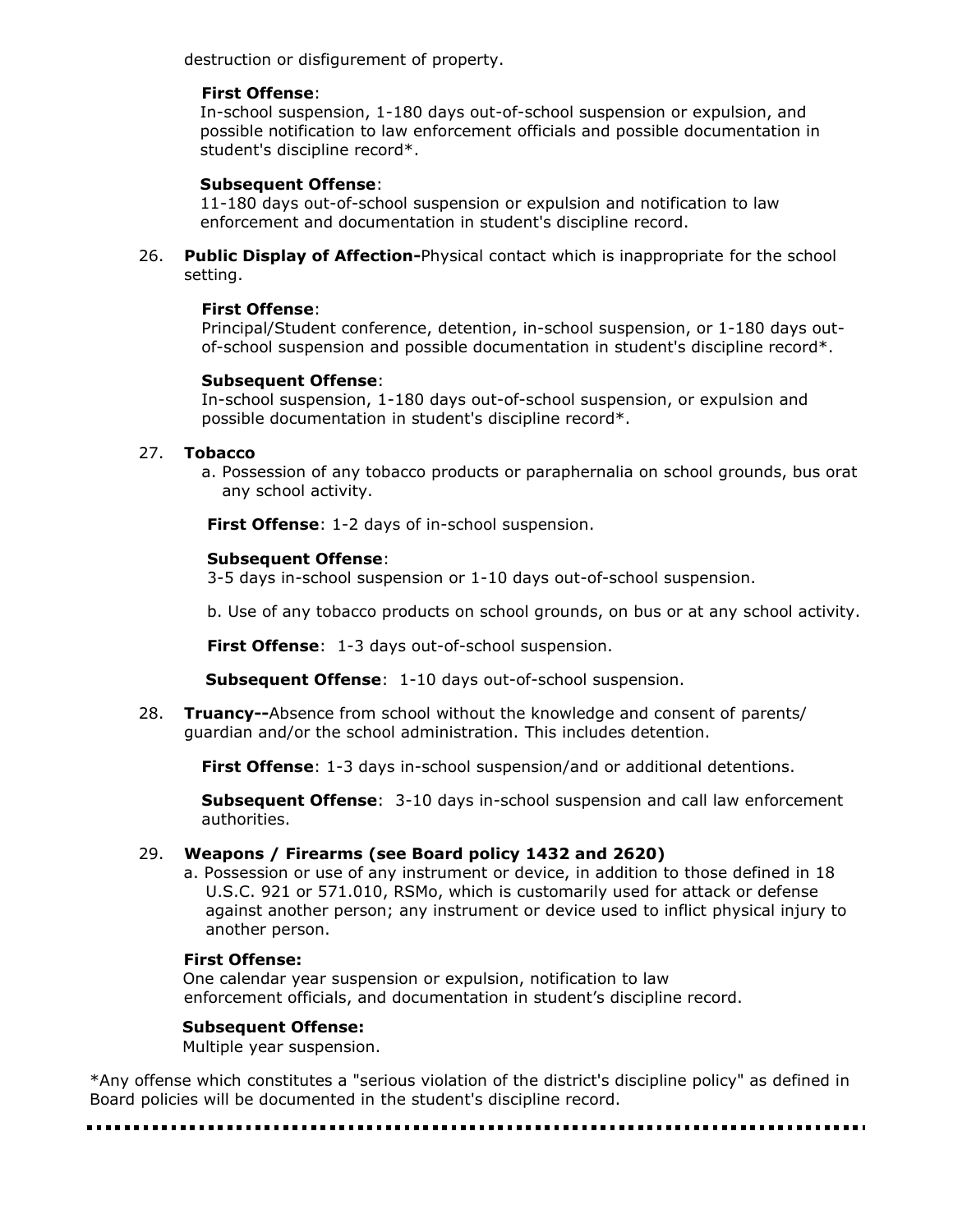destruction or disfigurement of property.

**First Offense**:
In-school suspension, 1-180 days out-of-school suspension or expulsion, and possible notification to law enforcement officials and possible documentation in student's discipline record*.

**Subsequent Offense**:
11-180 days out-of-school suspension or expulsion and notification to law enforcement and documentation in student's discipline record.

26. **Public Display of Affection-**Physical contact which is inappropriate for the school setting.

    **First Offense**:
    Principal/Student conference, detention, in-school suspension, or 1-180 days out-of-school suspension and possible documentation in student's discipline record*.

    **Subsequent Offense**:
    In-school suspension, 1-180 days out-of-school suspension, or expulsion and possible documentation in student's discipline record*.

27. **Tobacco**
    a. Possession of any tobacco products or paraphernalia on school grounds, bus orat any school activity.

    **First Offense**: 1-2 days of in-school suspension.

    **Subsequent Offense**:
    3-5 days in-school suspension or 1-10 days out-of-school suspension.

    b. Use of any tobacco products on school grounds, on bus or at any school activity.

    **First Offense**: 1-3 days out-of-school suspension.

    **Subsequent Offense**: 1-10 days out-of-school suspension.

28. **Truancy--**Absence from school without the knowledge and consent of parents/ guardian and/or the school administration. This includes detention.

    **First Offense**: 1-3 days in-school suspension/and or additional detentions.

    **Subsequent Offense**: 3-10 days in-school suspension and call law enforcement authorities.

29. **Weapons / Firearms (see Board policy 1432 and 2620)**
    a. Possession or use of any instrument or device, in addition to those defined in 18 U.S.C. 921 or 571.010, RSMo, which is customarily used for attack or defense against another person; any instrument or device used to inflict physical injury to another person.

    **First Offense:**
    One calendar year suspension or expulsion, notification to law enforcement officials, and documentation in student's discipline record.

    **Subsequent Offense:**
    Multiple year suspension.

*Any offense which constitutes a "serious violation of the district's discipline policy" as defined in Board policies will be documented in the student's discipline record.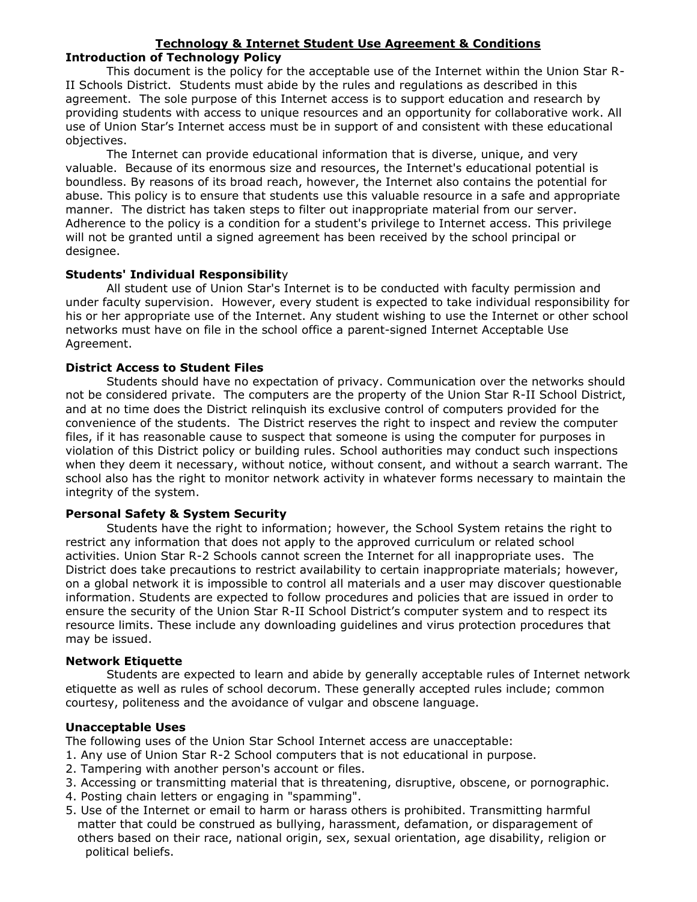## Technology & Internet Student Use Agreement & Conditions

### Introduction of Technology Policy

This document is the policy for the acceptable use of the Internet within the Union Star R-II Schools District. Students must abide by the rules and regulations as described in this agreement. The sole purpose of this Internet access is to support education and research by providing students with access to unique resources and an opportunity for collaborative work. All use of Union Star's Internet access must be in support of and consistent with these educational objectives.

The Internet can provide educational information that is diverse, unique, and very valuable. Because of its enormous size and resources, the Internet's educational potential is boundless. By reasons of its broad reach, however, the Internet also contains the potential for abuse. This policy is to ensure that students use this valuable resource in a safe and appropriate manner. The district has taken steps to filter out inappropriate material from our server. Adherence to the policy is a condition for a student's privilege to Internet access. This privilege will not be granted until a signed agreement has been received by the school principal or designee.

### Students' Individual Responsibility

All student use of Union Star's Internet is to be conducted with faculty permission and under faculty supervision. However, every student is expected to take individual responsibility for his or her appropriate use of the Internet. Any student wishing to use the Internet or other school networks must have on file in the school office a parent-signed Internet Acceptable Use Agreement.

### District Access to Student Files

Students should have no expectation of privacy. Communication over the networks should not be considered private. The computers are the property of the Union Star R-II School District, and at no time does the District relinquish its exclusive control of computers provided for the convenience of the students. The District reserves the right to inspect and review the computer files, if it has reasonable cause to suspect that someone is using the computer for purposes in violation of this District policy or building rules. School authorities may conduct such inspections when they deem it necessary, without notice, without consent, and without a search warrant. The school also has the right to monitor network activity in whatever forms necessary to maintain the integrity of the system.

### Personal Safety & System Security

Students have the right to information; however, the School System retains the right to restrict any information that does not apply to the approved curriculum or related school activities. Union Star R-2 Schools cannot screen the Internet for all inappropriate uses. The District does take precautions to restrict availability to certain inappropriate materials; however, on a global network it is impossible to control all materials and a user may discover questionable information. Students are expected to follow procedures and policies that are issued in order to ensure the security of the Union Star R-II School District's computer system and to respect its resource limits. These include any downloading guidelines and virus protection procedures that may be issued.

### Network Etiquette

Students are expected to learn and abide by generally acceptable rules of Internet network etiquette as well as rules of school decorum. These generally accepted rules include; common courtesy, politeness and the avoidance of vulgar and obscene language.

### Unacceptable Uses

The following uses of the Union Star School Internet access are unacceptable:

1. Any use of Union Star R-2 School computers that is not educational in purpose.
2. Tampering with another person's account or files.
3. Accessing or transmitting material that is threatening, disruptive, obscene, or pornographic.
4. Posting chain letters or engaging in "spamming".
5. Use of the Internet or email to harm or harass others is prohibited. Transmitting harmful matter that could be construed as bullying, harassment, defamation, or disparagement of others based on their race, national origin, sex, sexual orientation, age disability, religion or political beliefs.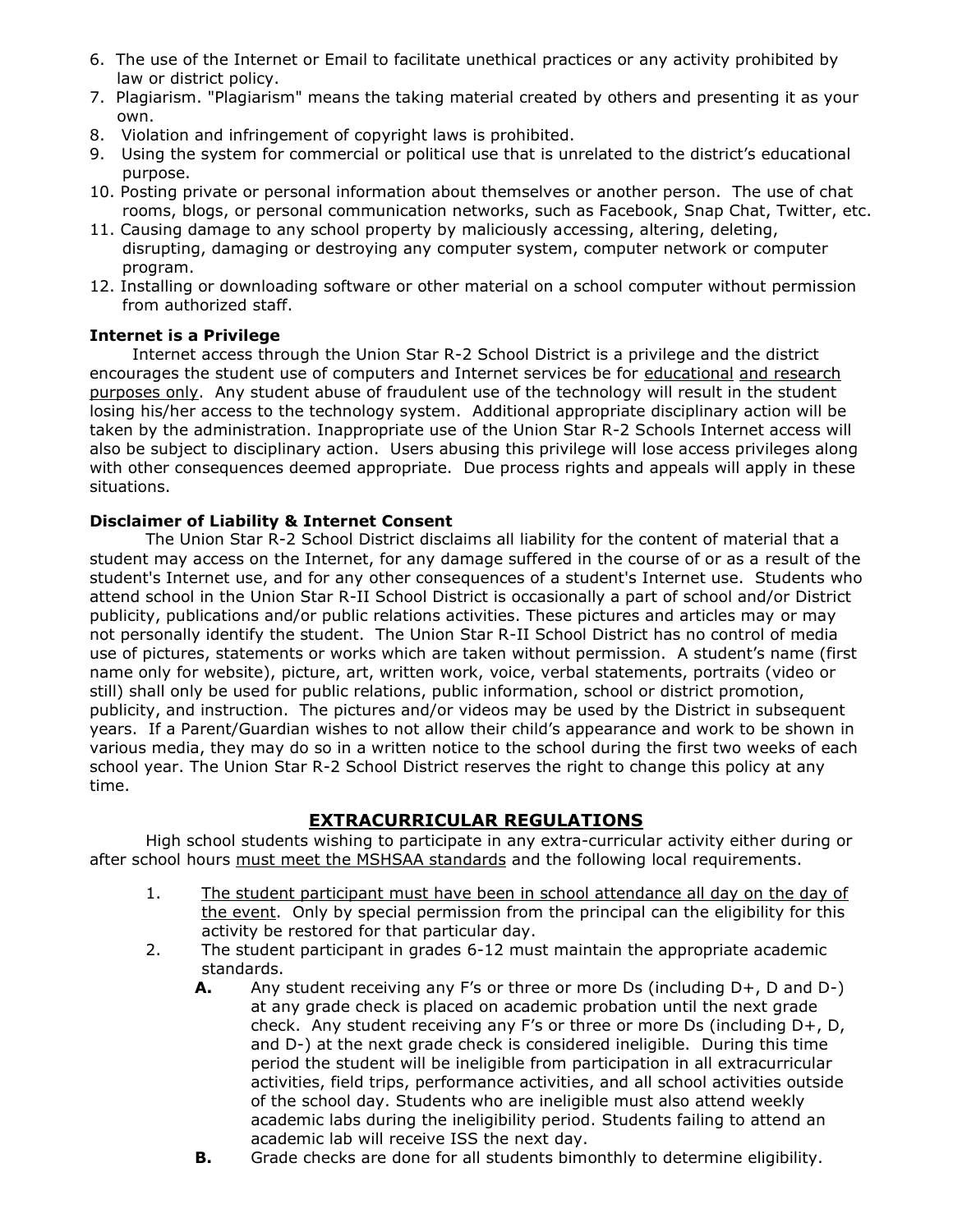6. The use of the Internet or Email to facilitate unethical practices or any activity prohibited by law or district policy.
7. Plagiarism. "Plagiarism" means the taking material created by others and presenting it as your own.
8. Violation and infringement of copyright laws is prohibited.
9. Using the system for commercial or political use that is unrelated to the district's educational purpose.
10. Posting private or personal information about themselves or another person. The use of chat rooms, blogs, or personal communication networks, such as Facebook, Snap Chat, Twitter, etc.
11. Causing damage to any school property by maliciously accessing, altering, deleting, disrupting, damaging or destroying any computer system, computer network or computer program.
12. Installing or downloading software or other material on a school computer without permission from authorized staff.

**Internet is a Privilege**

Internet access through the Union Star R-2 School District is a privilege and the district encourages the student use of computers and Internet services be for <u>educational and research purposes only</u>. Any student abuse of fraudulent use of the technology will result in the student losing his/her access to the technology system. Additional appropriate disciplinary action will be taken by the administration. Inappropriate use of the Union Star R-2 Schools Internet access will also be subject to disciplinary action. Users abusing this privilege will lose access privileges along with other consequences deemed appropriate. Due process rights and appeals will apply in these situations.

**Disclaimer of Liability & Internet Consent**

The Union Star R-2 School District disclaims all liability for the content of material that a student may access on the Internet, for any damage suffered in the course of or as a result of the student's Internet use, and for any other consequences of a student's Internet use. Students who attend school in the Union Star R-II School District is occasionally a part of school and/or District publicity, publications and/or public relations activities. These pictures and articles may or may not personally identify the student. The Union Star R-II School District has no control of media use of pictures, statements or works which are taken without permission. A student's name (first name only for website), picture, art, written work, voice, verbal statements, portraits (video or still) shall only be used for public relations, public information, school or district promotion, publicity, and instruction. The pictures and/or videos may be used by the District in subsequent years. If a Parent/Guardian wishes to not allow their child's appearance and work to be shown in various media, they may do so in a written notice to the school during the first two weeks of each school year. The Union Star R-2 School District reserves the right to change this policy at any time.

## EXTRACURRICULAR REGULATIONS

High school students wishing to participate in any extra-curricular activity either during or after school hours <u>must meet the MSHSAA standards</u> and the following local requirements.

1. <u>The student participant must have been in school attendance all day on the day of the event</u>. Only by special permission from the principal can the eligibility for this activity be restored for that particular day.
2. The student participant in grades 6-12 must maintain the appropriate academic standards.
   - **A.** Any student receiving any F's or three or more Ds (including D+, D and D-) at any grade check is placed on academic probation until the next grade check. Any student receiving any F's or three or more Ds (including D+, D, and D-) at the next grade check is considered ineligible. During this time period the student will be ineligible from participation in all extracurricular activities, field trips, performance activities, and all school activities outside of the school day. Students who are ineligible must also attend weekly academic labs during the ineligibility period. Students failing to attend an academic lab will receive ISS the next day.
   - **B.** Grade checks are done for all students bimonthly to determine eligibility.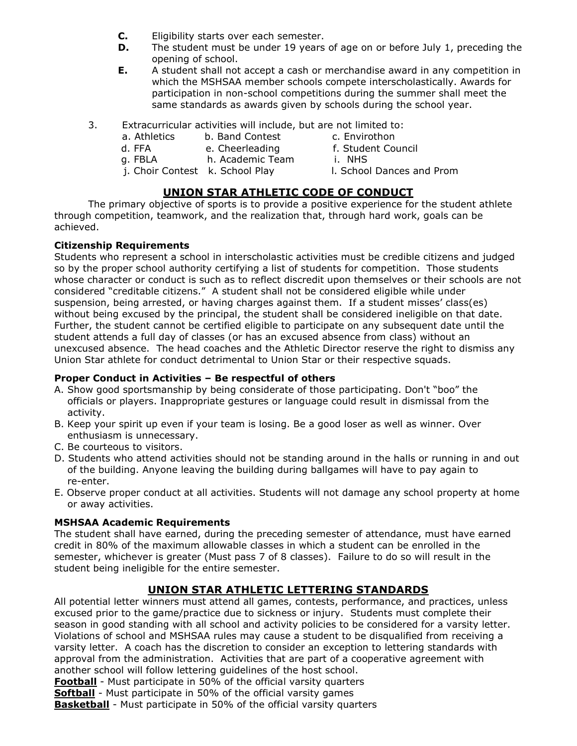C. Eligibility starts over each semester.

D. The student must be under 19 years of age on or before July 1, preceding the opening of school.

E. A student shall not accept a cash or merchandise award in any competition in which the MSHSAA member schools compete interscholastically. Awards for participation in non-school competitions during the summer shall meet the same standards as awards given by schools during the school year.

3. Extracurricular activities will include, but are not limited to:

a. Athletics
b. Band Contest
c. Envirothon
d. FFA
e. Cheerleading
f. Student Council
g. FBLA
h. Academic Team
i. NHS
j. Choir Contest
k. School Play
l. School Dances and Prom

## UNION STAR ATHLETIC CODE OF CONDUCT

The primary objective of sports is to provide a positive experience for the student athlete through competition, teamwork, and the realization that, through hard work, goals can be achieved.

**Citizenship Requirements**

Students who represent a school in interscholastic activities must be credible citizens and judged so by the proper school authority certifying a list of students for competition. Those students whose character or conduct is such as to reflect discredit upon themselves or their schools are not considered "creditable citizens." A student shall not be considered eligible while under suspension, being arrested, or having charges against them. If a student misses' class(es) without being excused by the principal, the student shall be considered ineligible on that date. Further, the student cannot be certified eligible to participate on any subsequent date until the student attends a full day of classes (or has an excused absence from class) without an unexcused absence. The head coaches and the Athletic Director reserve the right to dismiss any Union Star athlete for conduct detrimental to Union Star or their respective squads.

**Proper Conduct in Activities – Be respectful of others**

A. Show good sportsmanship by being considerate of those participating. Don't "boo" the officials or players. Inappropriate gestures or language could result in dismissal from the activity.

B. Keep your spirit up even if your team is losing. Be a good loser as well as winner. Over enthusiasm is unnecessary.

C. Be courteous to visitors.

D. Students who attend activities should not be standing around in the halls or running in and out of the building. Anyone leaving the building during ballgames will have to pay again to re-enter.

E. Observe proper conduct at all activities. Students will not damage any school property at home or away activities.

**MSHSAA Academic Requirements**

The student shall have earned, during the preceding semester of attendance, must have earned credit in 80% of the maximum allowable classes in which a student can be enrolled in the semester, whichever is greater (Must pass 7 of 8 classes). Failure to do so will result in the student being ineligible for the entire semester.

## UNION STAR ATHLETIC LETTERING STANDARDS

All potential letter winners must attend all games, contests, performance, and practices, unless excused prior to the game/practice due to sickness or injury. Students must complete their season in good standing with all school and activity policies to be considered for a varsity letter. Violations of school and MSHSAA rules may cause a student to be disqualified from receiving a varsity letter. A coach has the discretion to consider an exception to lettering standards with approval from the administration. Activities that are part of a cooperative agreement with another school will follow lettering guidelines of the host school.

**Football** - Must participate in 50% of the official varsity quarters
**Softball** - Must participate in 50% of the official varsity games
**Basketball** - Must participate in 50% of the official varsity quarters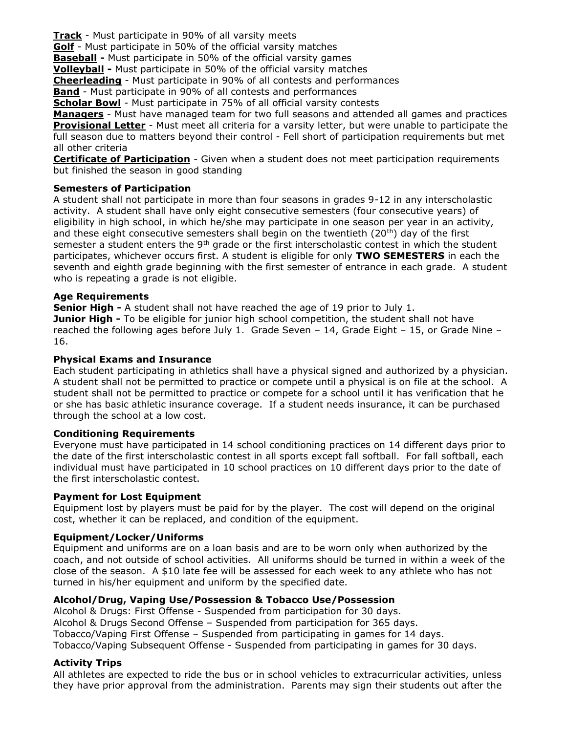**Track** - Must participate in 90% of all varsity meets
**Golf** - Must participate in 50% of the official varsity matches
**Baseball -** Must participate in 50% of the official varsity games
**Volleyball -** Must participate in 50% of the official varsity matches
**Cheerleading** - Must participate in 90% of all contests and performances
**Band** - Must participate in 90% of all contests and performances
**Scholar Bowl** - Must participate in 75% of all official varsity contests
**Managers** - Must have managed team for two full seasons and attended all games and practices
**Provisional Letter** - Must meet all criteria for a varsity letter, but were unable to participate the full season due to matters beyond their control - Fell short of participation requirements but met all other criteria
**Certificate of Participation** - Given when a student does not meet participation requirements but finished the season in good standing

**Semesters of Participation**

A student shall not participate in more than four seasons in grades 9-12 in any interscholastic activity. A student shall have only eight consecutive semesters (four consecutive years) of eligibility in high school, in which he/she may participate in one season per year in an activity, and these eight consecutive semesters shall begin on the twentieth (20th) day of the first semester a student enters the 9th grade or the first interscholastic contest in which the student participates, whichever occurs first. A student is eligible for only **TWO SEMESTERS** in each the seventh and eighth grade beginning with the first semester of entrance in each grade. A student who is repeating a grade is not eligible.

**Age Requirements**

**Senior High -** A student shall not have reached the age of 19 prior to July 1.
**Junior High -** To be eligible for junior high school competition, the student shall not have reached the following ages before July 1. Grade Seven – 14, Grade Eight – 15, or Grade Nine – 16.

**Physical Exams and Insurance**

Each student participating in athletics shall have a physical signed and authorized by a physician. A student shall not be permitted to practice or compete until a physical is on file at the school. A student shall not be permitted to practice or compete for a school until it has verification that he or she has basic athletic insurance coverage. If a student needs insurance, it can be purchased through the school at a low cost.

**Conditioning Requirements**

Everyone must have participated in 14 school conditioning practices on 14 different days prior to the date of the first interscholastic contest in all sports except fall softball. For fall softball, each individual must have participated in 10 school practices on 10 different days prior to the date of the first interscholastic contest.

**Payment for Lost Equipment**

Equipment lost by players must be paid for by the player. The cost will depend on the original cost, whether it can be replaced, and condition of the equipment.

**Equipment/Locker/Uniforms**

Equipment and uniforms are on a loan basis and are to be worn only when authorized by the coach, and not outside of school activities. All uniforms should be turned in within a week of the close of the season. A $10 late fee will be assessed for each week to any athlete who has not turned in his/her equipment and uniform by the specified date.

**Alcohol/Drug, Vaping Use/Possession & Tobacco Use/Possession**

Alcohol & Drugs: First Offense - Suspended from participation for 30 days.
Alcohol & Drugs Second Offense – Suspended from participation for 365 days.
Tobacco/Vaping First Offense – Suspended from participating in games for 14 days.
Tobacco/Vaping Subsequent Offense - Suspended from participating in games for 30 days.

**Activity Trips**

All athletes are expected to ride the bus or in school vehicles to extracurricular activities, unless they have prior approval from the administration. Parents may sign their students out after the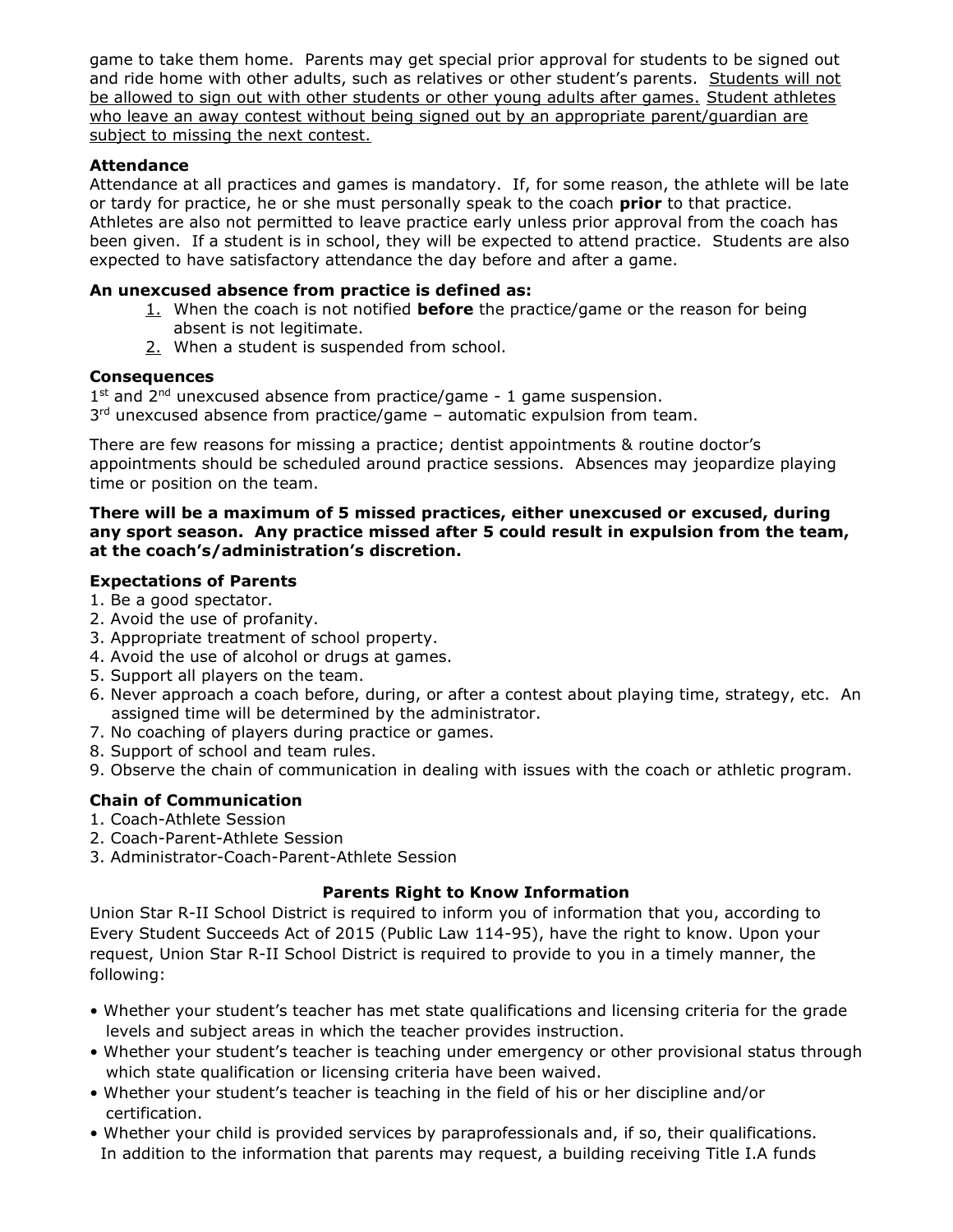game to take them home. Parents may get special prior approval for students to be signed out and ride home with other adults, such as relatives or other student's parents. <u>Students will not be allowed to sign out with other students or other young adults after games.</u> <u>Student athletes who leave an away contest without being signed out by an appropriate parent/guardian are subject to missing the next contest.</u>

### Attendance

Attendance at all practices and games is mandatory. If, for some reason, the athlete will be late or tardy for practice, he or she must personally speak to the coach **prior** to that practice. Athletes are also not permitted to leave practice early unless prior approval from the coach has been given. If a student is in school, they will be expected to attend practice. Students are also expected to have satisfactory attendance the day before and after a game.

### An unexcused absence from practice is defined as:

1. When the coach is not notified **before** the practice/game or the reason for being absent is not legitimate.
2. When a student is suspended from school.

### Consequences

1st and 2nd unexcused absence from practice/game - 1 game suspension.
3rd unexcused absence from practice/game – automatic expulsion from team.

There are few reasons for missing a practice; dentist appointments & routine doctor's appointments should be scheduled around practice sessions. Absences may jeopardize playing time or position on the team.

**There will be a maximum of 5 missed practices, either unexcused or excused, during any sport season. Any practice missed after 5 could result in expulsion from the team, at the coach's/administration's discretion.**

### Expectations of Parents

1. Be a good spectator.
2. Avoid the use of profanity.
3. Appropriate treatment of school property.
4. Avoid the use of alcohol or drugs at games.
5. Support all players on the team.
6. Never approach a coach before, during, or after a contest about playing time, strategy, etc. An assigned time will be determined by the administrator.
7. No coaching of players during practice or games.
8. Support of school and team rules.
9. Observe the chain of communication in dealing with issues with the coach or athletic program.

### Chain of Communication

1. Coach-Athlete Session
2. Coach-Parent-Athlete Session
3. Administrator-Coach-Parent-Athlete Session

## Parents Right to Know Information

Union Star R-II School District is required to inform you of information that you, according to Every Student Succeeds Act of 2015 (Public Law 114-95), have the right to know. Upon your request, Union Star R-II School District is required to provide to you in a timely manner, the following:

- Whether your student's teacher has met state qualifications and licensing criteria for the grade levels and subject areas in which the teacher provides instruction.
- Whether your student's teacher is teaching under emergency or other provisional status through which state qualification or licensing criteria have been waived.
- Whether your student's teacher is teaching in the field of his or her discipline and/or certification.
- Whether your child is provided services by paraprofessionals and, if so, their qualifications.

In addition to the information that parents may request, a building receiving Title I.A funds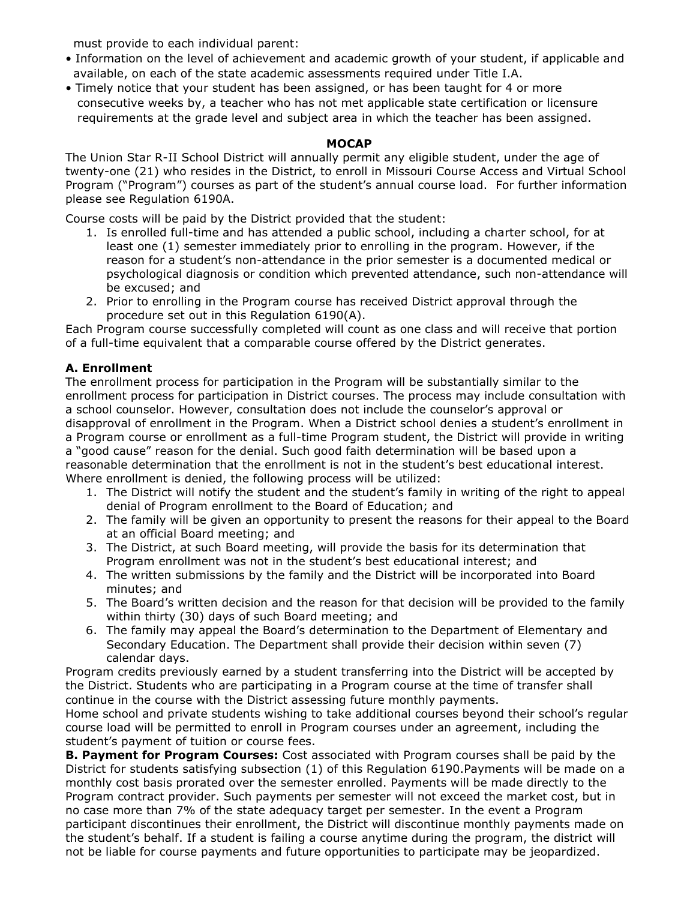must provide to each individual parent:

- Information on the level of achievement and academic growth of your student, if applicable and available, on each of the state academic assessments required under Title I.A.
- Timely notice that your student has been assigned, or has been taught for 4 or more consecutive weeks by, a teacher who has not met applicable state certification or licensure requirements at the grade level and subject area in which the teacher has been assigned.

## MOCAP

The Union Star R-II School District will annually permit any eligible student, under the age of twenty-one (21) who resides in the District, to enroll in Missouri Course Access and Virtual School Program ("Program") courses as part of the student's annual course load. For further information please see Regulation 6190A.

Course costs will be paid by the District provided that the student:

1. Is enrolled full-time and has attended a public school, including a charter school, for at least one (1) semester immediately prior to enrolling in the program. However, if the reason for a student's non-attendance in the prior semester is a documented medical or psychological diagnosis or condition which prevented attendance, such non-attendance will be excused; and
2. Prior to enrolling in the Program course has received District approval through the procedure set out in this Regulation 6190(A).

Each Program course successfully completed will count as one class and will receive that portion of a full-time equivalent that a comparable course offered by the District generates.

### A. Enrollment

The enrollment process for participation in the Program will be substantially similar to the enrollment process for participation in District courses. The process may include consultation with a school counselor. However, consultation does not include the counselor's approval or disapproval of enrollment in the Program. When a District school denies a student's enrollment in a Program course or enrollment as a full-time Program student, the District will provide in writing a "good cause" reason for the denial. Such good faith determination will be based upon a reasonable determination that the enrollment is not in the student's best educational interest. Where enrollment is denied, the following process will be utilized:

1. The District will notify the student and the student's family in writing of the right to appeal denial of Program enrollment to the Board of Education; and
2. The family will be given an opportunity to present the reasons for their appeal to the Board at an official Board meeting; and
3. The District, at such Board meeting, will provide the basis for its determination that Program enrollment was not in the student's best educational interest; and
4. The written submissions by the family and the District will be incorporated into Board minutes; and
5. The Board's written decision and the reason for that decision will be provided to the family within thirty (30) days of such Board meeting; and
6. The family may appeal the Board's determination to the Department of Elementary and Secondary Education. The Department shall provide their decision within seven (7) calendar days.

Program credits previously earned by a student transferring into the District will be accepted by the District. Students who are participating in a Program course at the time of transfer shall continue in the course with the District assessing future monthly payments.

Home school and private students wishing to take additional courses beyond their school's regular course load will be permitted to enroll in Program courses under an agreement, including the student's payment of tuition or course fees.

**B. Payment for Program Courses:** Cost associated with Program courses shall be paid by the District for students satisfying subsection (1) of this Regulation 6190.Payments will be made on a monthly cost basis prorated over the semester enrolled. Payments will be made directly to the Program contract provider. Such payments per semester will not exceed the market cost, but in no case more than 7% of the state adequacy target per semester. In the event a Program participant discontinues their enrollment, the District will discontinue monthly payments made on the student's behalf. If a student is failing a course anytime during the program, the district will not be liable for course payments and future opportunities to participate may be jeopardized.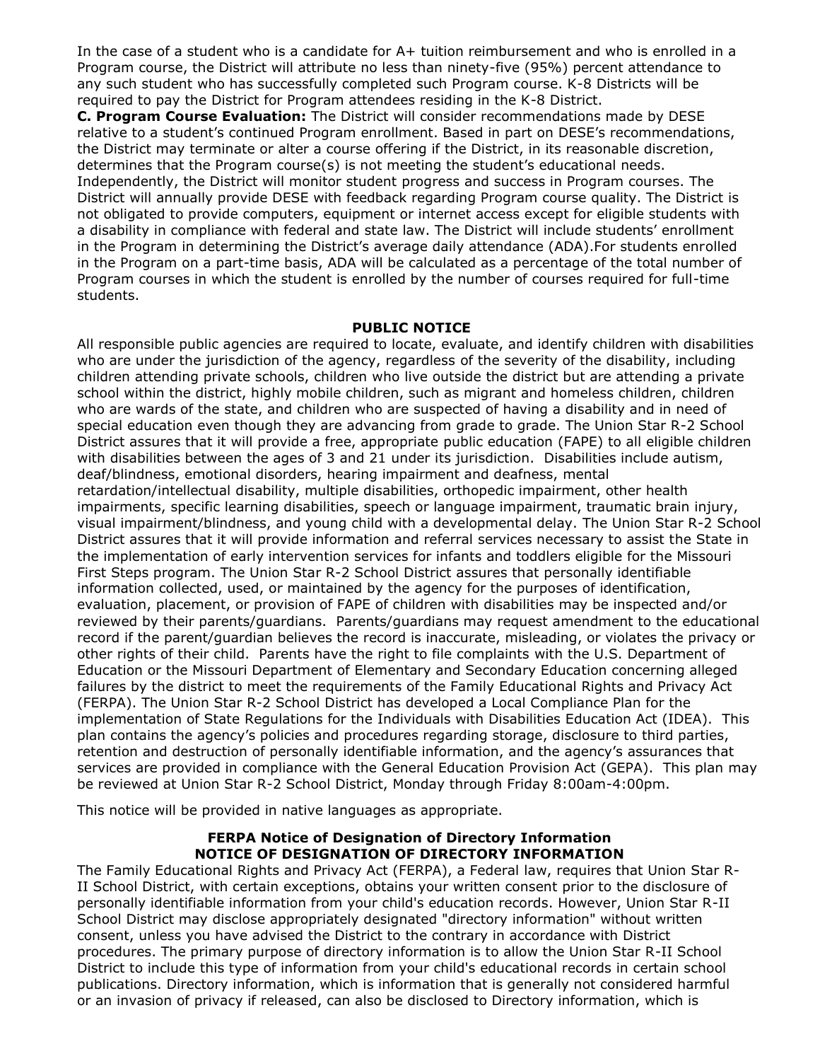In the case of a student who is a candidate for A+ tuition reimbursement and who is enrolled in a Program course, the District will attribute no less than ninety-five (95%) percent attendance to any such student who has successfully completed such Program course. K-8 Districts will be required to pay the District for Program attendees residing in the K-8 District.

**C. Program Course Evaluation:** The District will consider recommendations made by DESE relative to a student's continued Program enrollment. Based in part on DESE's recommendations, the District may terminate or alter a course offering if the District, in its reasonable discretion, determines that the Program course(s) is not meeting the student's educational needs. Independently, the District will monitor student progress and success in Program courses. The District will annually provide DESE with feedback regarding Program course quality. The District is not obligated to provide computers, equipment or internet access except for eligible students with a disability in compliance with federal and state law. The District will include students' enrollment in the Program in determining the District's average daily attendance (ADA).For students enrolled in the Program on a part-time basis, ADA will be calculated as a percentage of the total number of Program courses in which the student is enrolled by the number of courses required for full-time students.

## PUBLIC NOTICE

All responsible public agencies are required to locate, evaluate, and identify children with disabilities who are under the jurisdiction of the agency, regardless of the severity of the disability, including children attending private schools, children who live outside the district but are attending a private school within the district, highly mobile children, such as migrant and homeless children, children who are wards of the state, and children who are suspected of having a disability and in need of special education even though they are advancing from grade to grade. The Union Star R-2 School District assures that it will provide a free, appropriate public education (FAPE) to all eligible children with disabilities between the ages of 3 and 21 under its jurisdiction. Disabilities include autism, deaf/blindness, emotional disorders, hearing impairment and deafness, mental retardation/intellectual disability, multiple disabilities, orthopedic impairment, other health impairments, specific learning disabilities, speech or language impairment, traumatic brain injury, visual impairment/blindness, and young child with a developmental delay. The Union Star R-2 School District assures that it will provide information and referral services necessary to assist the State in the implementation of early intervention services for infants and toddlers eligible for the Missouri First Steps program. The Union Star R-2 School District assures that personally identifiable information collected, used, or maintained by the agency for the purposes of identification, evaluation, placement, or provision of FAPE of children with disabilities may be inspected and/or reviewed by their parents/guardians. Parents/guardians may request amendment to the educational record if the parent/guardian believes the record is inaccurate, misleading, or violates the privacy or other rights of their child. Parents have the right to file complaints with the U.S. Department of Education or the Missouri Department of Elementary and Secondary Education concerning alleged failures by the district to meet the requirements of the Family Educational Rights and Privacy Act (FERPA). The Union Star R-2 School District has developed a Local Compliance Plan for the implementation of State Regulations for the Individuals with Disabilities Education Act (IDEA). This plan contains the agency's policies and procedures regarding storage, disclosure to third parties, retention and destruction of personally identifiable information, and the agency's assurances that services are provided in compliance with the General Education Provision Act (GEPA). This plan may be reviewed at Union Star R-2 School District, Monday through Friday 8:00am-4:00pm.

This notice will be provided in native languages as appropriate.

## FERPA Notice of Designation of Directory Information
## NOTICE OF DESIGNATION OF DIRECTORY INFORMATION

The Family Educational Rights and Privacy Act (FERPA), a Federal law, requires that Union Star R-II School District, with certain exceptions, obtains your written consent prior to the disclosure of personally identifiable information from your child's education records. However, Union Star R-II School District may disclose appropriately designated "directory information" without written consent, unless you have advised the District to the contrary in accordance with District procedures. The primary purpose of directory information is to allow the Union Star R-II School District to include this type of information from your child's educational records in certain school publications. Directory information, which is information that is generally not considered harmful or an invasion of privacy if released, can also be disclosed to Directory information, which is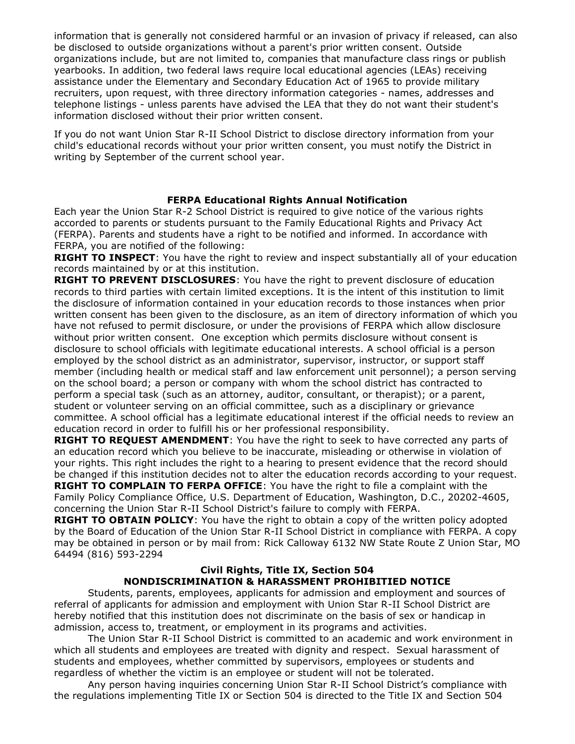information that is generally not considered harmful or an invasion of privacy if released, can also be disclosed to outside organizations without a parent's prior written consent. Outside organizations include, but are not limited to, companies that manufacture class rings or publish yearbooks. In addition, two federal laws require local educational agencies (LEAs) receiving assistance under the Elementary and Secondary Education Act of 1965 to provide military recruiters, upon request, with three directory information categories - names, addresses and telephone listings - unless parents have advised the LEA that they do not want their student's information disclosed without their prior written consent.

If you do not want Union Star R-II School District to disclose directory information from your child's educational records without your prior written consent, you must notify the District in writing by September of the current school year.

### FERPA Educational Rights Annual Notification

Each year the Union Star R-2 School District is required to give notice of the various rights accorded to parents or students pursuant to the Family Educational Rights and Privacy Act (FERPA). Parents and students have a right to be notified and informed. In accordance with FERPA, you are notified of the following:

**RIGHT TO INSPECT**: You have the right to review and inspect substantially all of your education records maintained by or at this institution.

**RIGHT TO PREVENT DISCLOSURES**: You have the right to prevent disclosure of education records to third parties with certain limited exceptions. It is the intent of this institution to limit the disclosure of information contained in your education records to those instances when prior written consent has been given to the disclosure, as an item of directory information of which you have not refused to permit disclosure, or under the provisions of FERPA which allow disclosure without prior written consent. One exception which permits disclosure without consent is disclosure to school officials with legitimate educational interests. A school official is a person employed by the school district as an administrator, supervisor, instructor, or support staff member (including health or medical staff and law enforcement unit personnel); a person serving on the school board; a person or company with whom the school district has contracted to perform a special task (such as an attorney, auditor, consultant, or therapist); or a parent, student or volunteer serving on an official committee, such as a disciplinary or grievance committee. A school official has a legitimate educational interest if the official needs to review an education record in order to fulfill his or her professional responsibility.

**RIGHT TO REQUEST AMENDMENT**: You have the right to seek to have corrected any parts of an education record which you believe to be inaccurate, misleading or otherwise in violation of your rights. This right includes the right to a hearing to present evidence that the record should be changed if this institution decides not to alter the education records according to your request.

**RIGHT TO COMPLAIN TO FERPA OFFICE**: You have the right to file a complaint with the Family Policy Compliance Office, U.S. Department of Education, Washington, D.C., 20202-4605, concerning the Union Star R-II School District's failure to comply with FERPA.

**RIGHT TO OBTAIN POLICY**: You have the right to obtain a copy of the written policy adopted by the Board of Education of the Union Star R-II School District in compliance with FERPA. A copy may be obtained in person or by mail from: Rick Calloway 6132 NW State Route Z Union Star, MO 64494 (816) 593-2294

### Civil Rights, Title IX, Section 504
### NONDISCRIMINATION & HARASSMENT PROHIBITIED NOTICE

Students, parents, employees, applicants for admission and employment and sources of referral of applicants for admission and employment with Union Star R-II School District are hereby notified that this institution does not discriminate on the basis of sex or handicap in admission, access to, treatment, or employment in its programs and activities.

The Union Star R-II School District is committed to an academic and work environment in which all students and employees are treated with dignity and respect. Sexual harassment of students and employees, whether committed by supervisors, employees or students and regardless of whether the victim is an employee or student will not be tolerated.

Any person having inquiries concerning Union Star R-II School District's compliance with the regulations implementing Title IX or Section 504 is directed to the Title IX and Section 504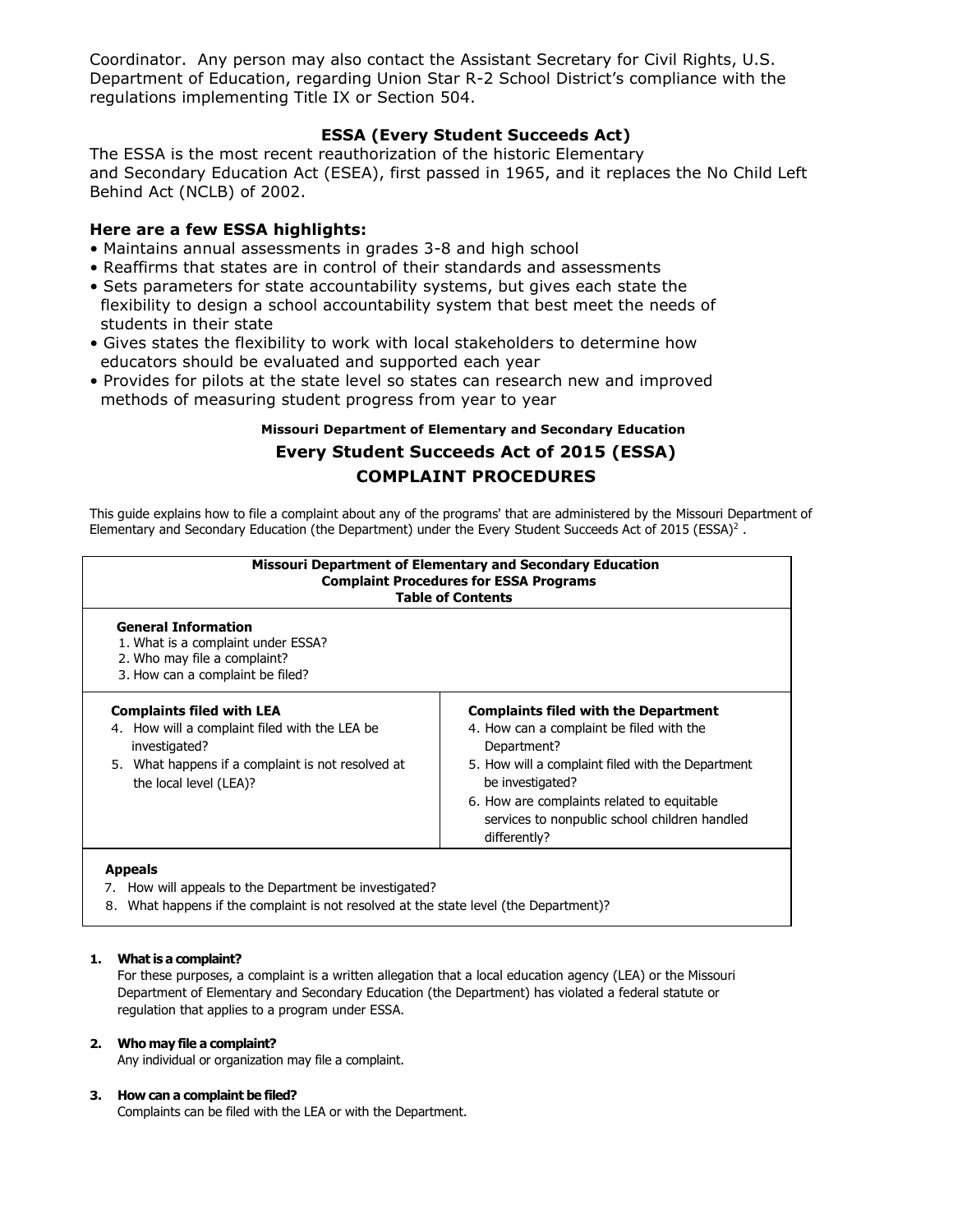Coordinator. Any person may also contact the Assistant Secretary for Civil Rights, U.S. Department of Education, regarding Union Star R-2 School District's compliance with the regulations implementing Title IX or Section 504.

## ESSA (Every Student Succeeds Act)

The ESSA is the most recent reauthorization of the historic Elementary and Secondary Education Act (ESEA), first passed in 1965, and it replaces the No Child Left Behind Act (NCLB) of 2002.

### Here are a few ESSA highlights:

- Maintains annual assessments in grades 3-8 and high school
- Reaffirms that states are in control of their standards and assessments
- Sets parameters for state accountability systems, but gives each state the flexibility to design a school accountability system that best meet the needs of students in their state
- Gives states the flexibility to work with local stakeholders to determine how educators should be evaluated and supported each year
- Provides for pilots at the state level so states can research new and improved methods of measuring student progress from year to year

**Missouri Department of Elementary and Secondary Education**

## Every Student Succeeds Act of 2015 (ESSA)
## COMPLAINT PROCEDURES

This guide explains how to file a complaint about any of the programs' that are administered by the Missouri Department of Elementary and Secondary Education (the Department) under the Every Student Succeeds Act of 2015 (ESSA)[2] .

**Missouri Department of Elementary and Secondary Education**
**Complaint Procedures for ESSA Programs**
**Table of Contents**

**General Information**
1. What is a complaint under ESSA?
2. Who may file a complaint?
3. How can a complaint be filed?

| Complaints filed with LEA | Complaints filed with the Department |
| --- | --- |
| 4. How will a complaint filed with the LEA be investigated?<br>5. What happens if a complaint is not resolved at the local level (LEA)? | 4. How can a complaint be filed with the Department?<br>5. How will a complaint filed with the Department be investigated?<br>6. How are complaints related to equitable services to nonpublic school children handled differently? |

**Appeals**
7. How will appeals to the Department be investigated?
8. What happens if the complaint is not resolved at the state level (the Department)?

1. **What is a complaint?**
   For these purposes, a complaint is a written allegation that a local education agency (LEA) or the Missouri Department of Elementary and Secondary Education (the Department) has violated a federal statute or regulation that applies to a program under ESSA.

2. **Who may file a complaint?**
   Any individual or organization may file a complaint.

3. **How can a complaint be filed?**
   Complaints can be filed with the LEA or with the Department.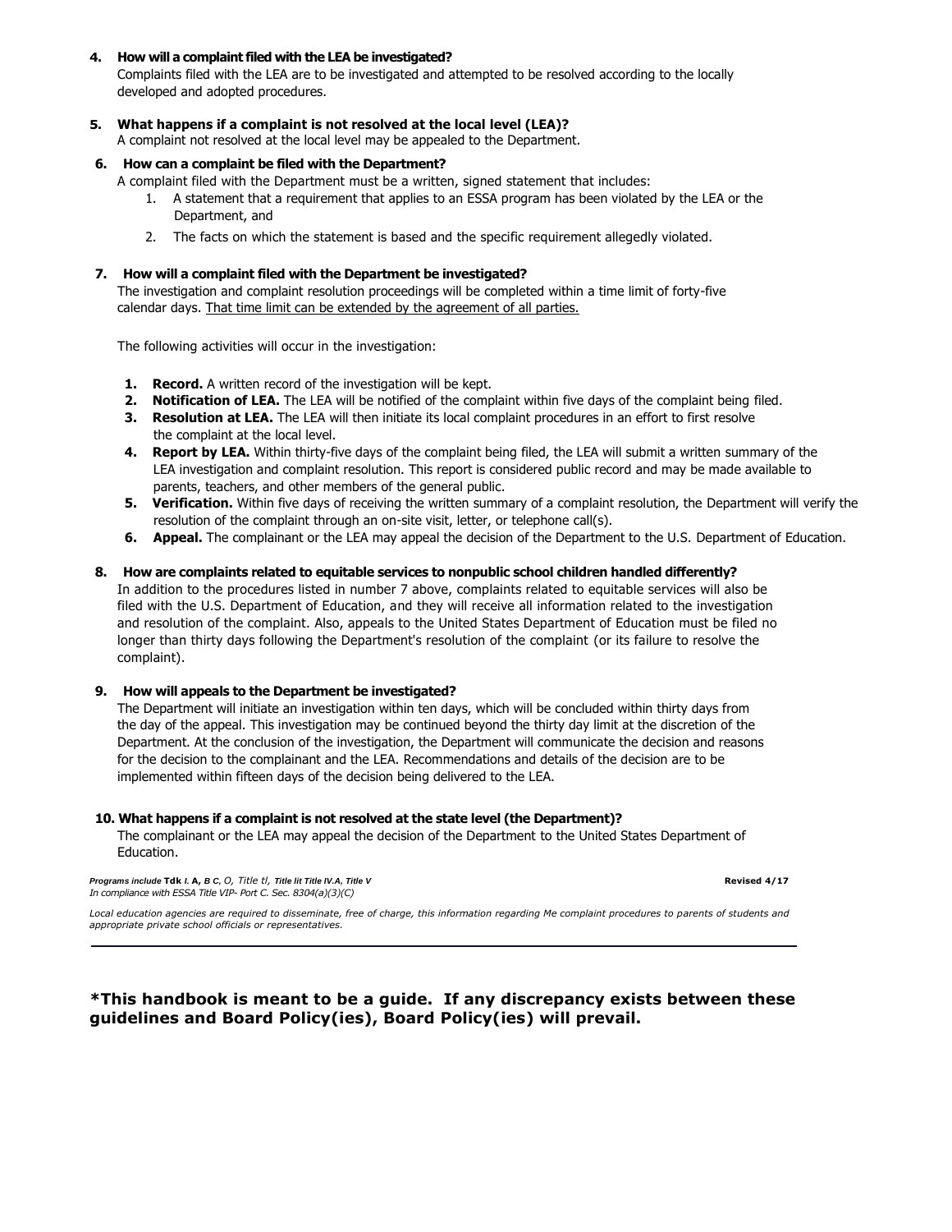4. **How will a complaint filed with the LEA be investigated?**

   Complaints filed with the LEA are to be investigated and attempted to be resolved according to the locally developed and adopted procedures.

5. **What happens if a complaint is not resolved at the local level (LEA)?**

   A complaint not resolved at the local level may be appealed to the Department.

6. **How can a complaint be filed with the Department?**

   A complaint filed with the Department must be a written, signed statement that includes:

   1. A statement that a requirement that applies to an ESSA program has been violated by the LEA or the Department, and
   2. The facts on which the statement is based and the specific requirement allegedly violated.

7. **How will a complaint filed with the Department be investigated?**

   The investigation and complaint resolution proceedings will be completed within a time limit of forty-five calendar days. <u>That time limit can be extended by the agreement of all parties.</u>

   The following activities will occur in the investigation:

   1. **Record.** A written record of the investigation will be kept.
   2. **Notification of LEA.** The LEA will be notified of the complaint within five days of the complaint being filed.
   3. **Resolution at LEA.** The LEA will then initiate its local complaint procedures in an effort to first resolve the complaint at the local level.
   4. **Report by LEA.** Within thirty-five days of the complaint being filed, the LEA will submit a written summary of the LEA investigation and complaint resolution. This report is considered public record and may be made available to parents, teachers, and other members of the general public.
   5. **Verification.** Within five days of receiving the written summary of a complaint resolution, the Department will verify the resolution of the complaint through an on-site visit, letter, or telephone call(s).
   6. **Appeal.** The complainant or the LEA may appeal the decision of the Department to the U.S. Department of Education.

8. **How are complaints related to equitable services to nonpublic school children handled differently?**

   In addition to the procedures listed in number 7 above, complaints related to equitable services will also be filed with the U.S. Department of Education, and they will receive all information related to the investigation and resolution of the complaint. Also, appeals to the United States Department of Education must be filed no longer than thirty days following the Department's resolution of the complaint (or its failure to resolve the complaint).

9. **How will appeals to the Department be investigated?**

   The Department will initiate an investigation within ten days, which will be concluded within thirty days from the day of the appeal. This investigation may be continued beyond the thirty day limit at the discretion of the Department. At the conclusion of the investigation, the Department will communicate the decision and reasons for the decision to the complainant and the LEA. Recommendations and details of the decision are to be implemented within fifteen days of the decision being delivered to the LEA.

10. **What happens if a complaint is not resolved at the state level (the Department)?**

    The complainant or the LEA may appeal the decision of the Department to the United States Department of Education.

*Programs include* **Tdk** *I.* **A,** *B C, O, Title tl, Title lit Title IV.A, Title V* **Revised 4/17**
*In compliance with ESSA Title VIP- Port C. Sec. 8304(a)(3)(C)*

*Local education agencies are required to disseminate, free of charge, this information regarding Me complaint procedures to parents of students and appropriate private school officials or representatives.*

---

**\*This handbook is meant to be a guide. If any discrepancy exists between these guidelines and Board Policy(ies), Board Policy(ies) will prevail.**